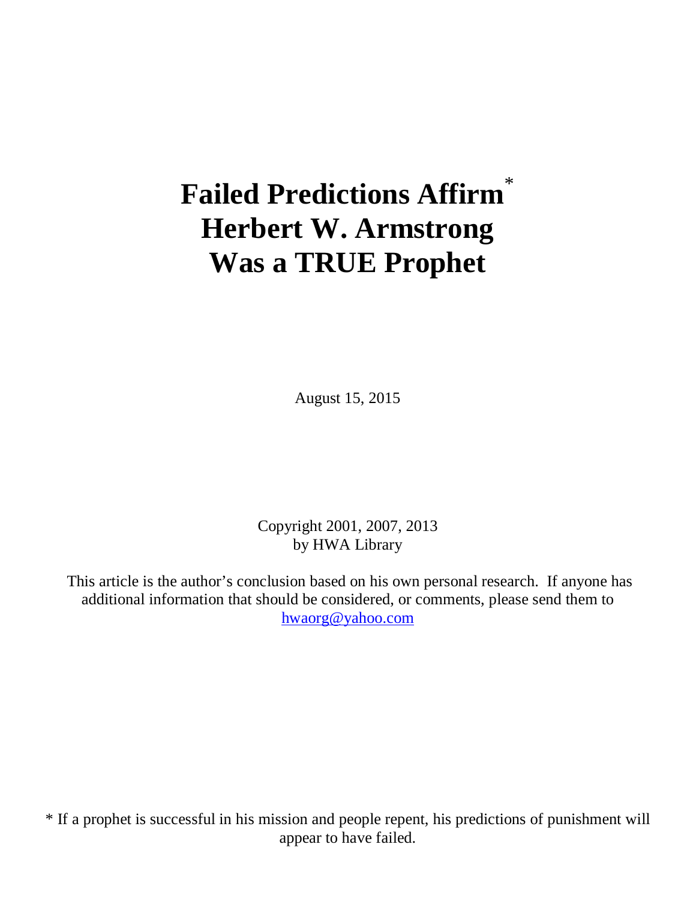# Failed Predictions Affirm* Herbert W. Armstrong Was a TRUE Prophet

August 15, 2015

Copyright 2001, 2007, 2013
by HWA Library

This article is the author's conclusion based on his own personal research. If anyone has additional information that should be considered, or comments, please send them to hwaorg@yahoo.com

* If a prophet is successful in his mission and people repent, his predictions of punishment will appear to have failed.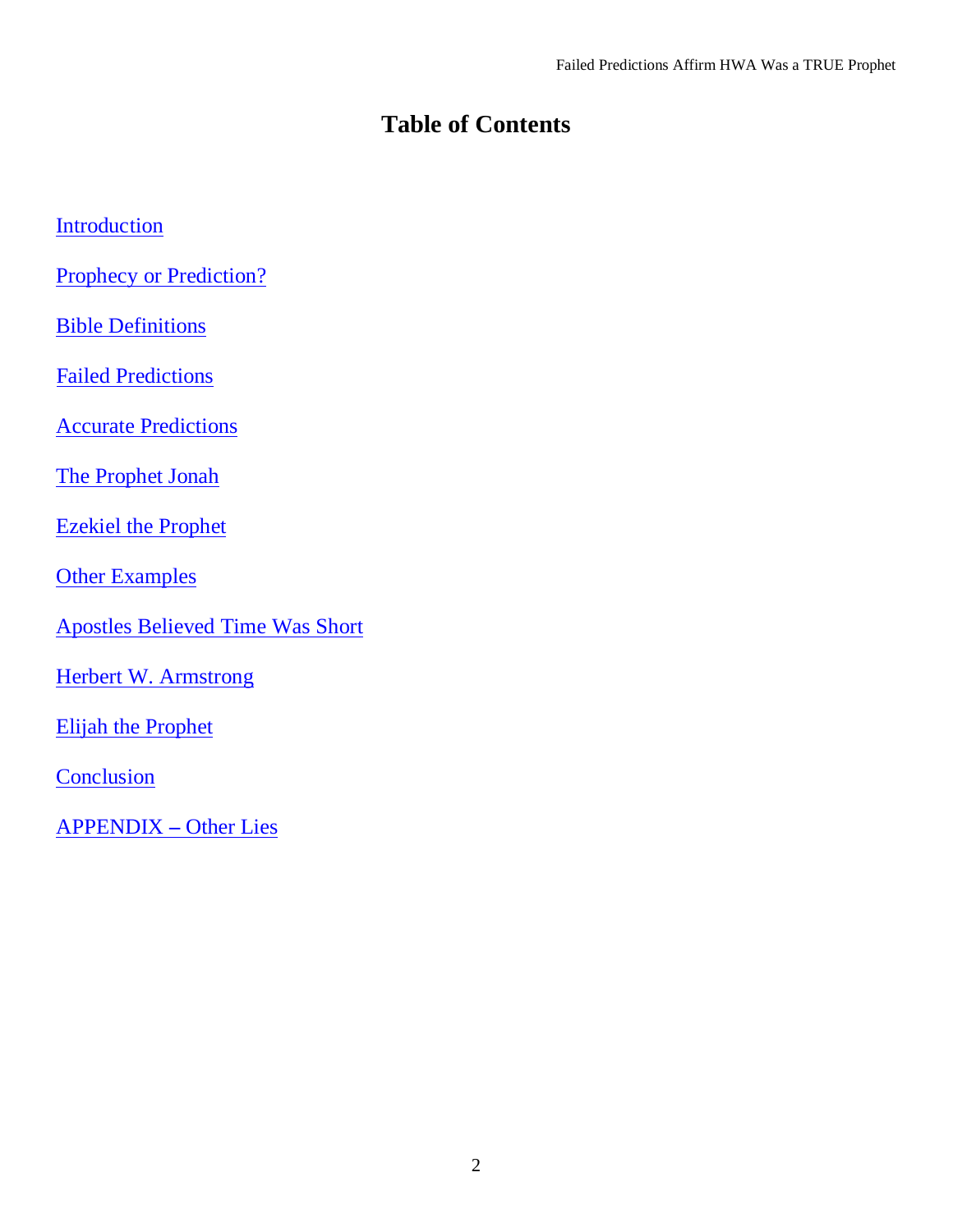# Table of Contents

Introduction

Prophecy or Prediction?

Bible Definitions

Failed Predictions

Accurate Predictions

The Prophet Jonah

Ezekiel the Prophet

Other Examples

Apostles Believed Time Was Short

Herbert W. Armstrong

Elijah the Prophet

Conclusion

APPENDIX – Other Lies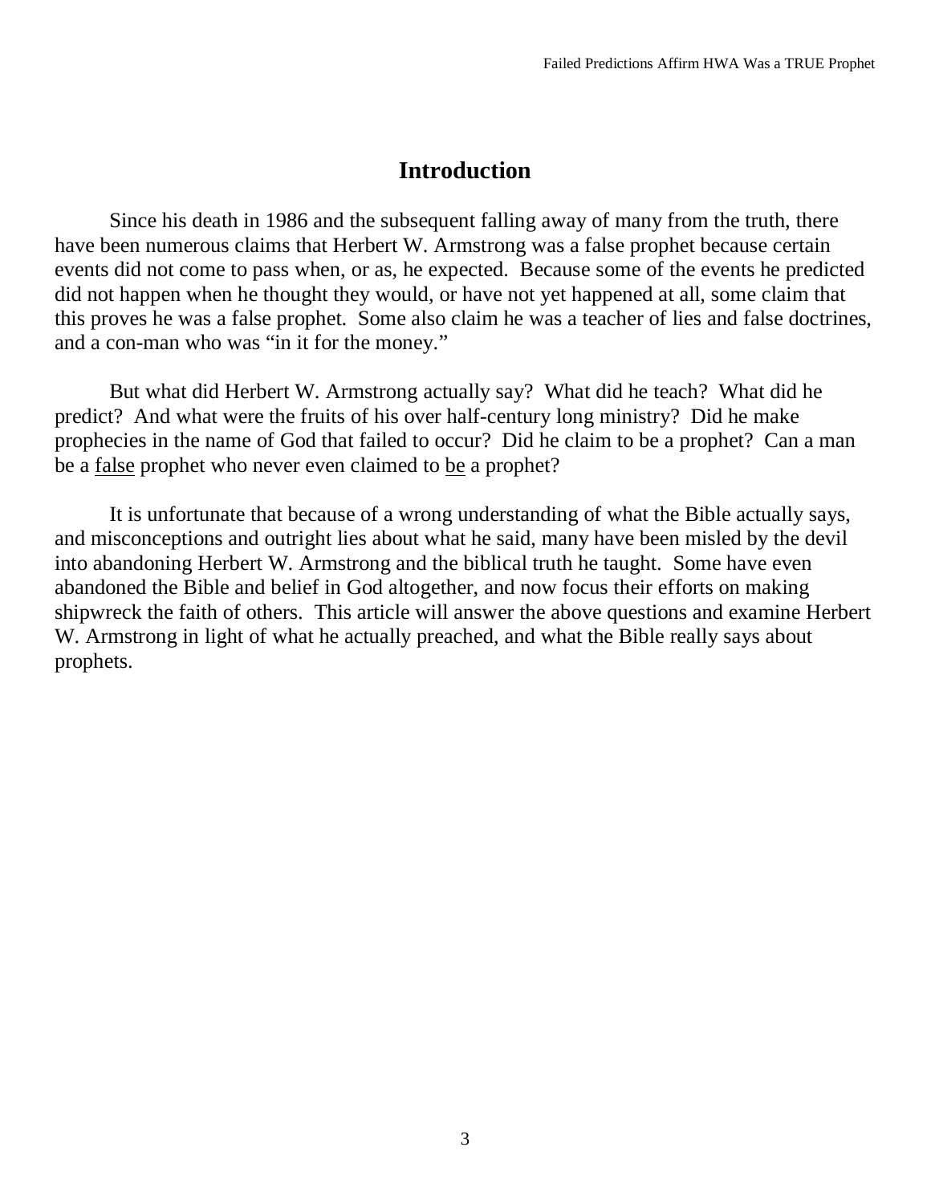# Introduction

Since his death in 1986 and the subsequent falling away of many from the truth, there have been numerous claims that Herbert W. Armstrong was a false prophet because certain events did not come to pass when, or as, he expected. Because some of the events he predicted did not happen when he thought they would, or have not yet happened at all, some claim that this proves he was a false prophet. Some also claim he was a teacher of lies and false doctrines, and a con-man who was "in it for the money."

But what did Herbert W. Armstrong actually say? What did he teach? What did he predict? And what were the fruits of his over half-century long ministry? Did he make prophecies in the name of God that failed to occur? Did he claim to be a prophet? Can a man be a <u>false</u> prophet who never even claimed to <u>be</u> a prophet?

It is unfortunate that because of a wrong understanding of what the Bible actually says, and misconceptions and outright lies about what he said, many have been misled by the devil into abandoning Herbert W. Armstrong and the biblical truth he taught. Some have even abandoned the Bible and belief in God altogether, and now focus their efforts on making shipwreck the faith of others. This article will answer the above questions and examine Herbert W. Armstrong in light of what he actually preached, and what the Bible really says about prophets.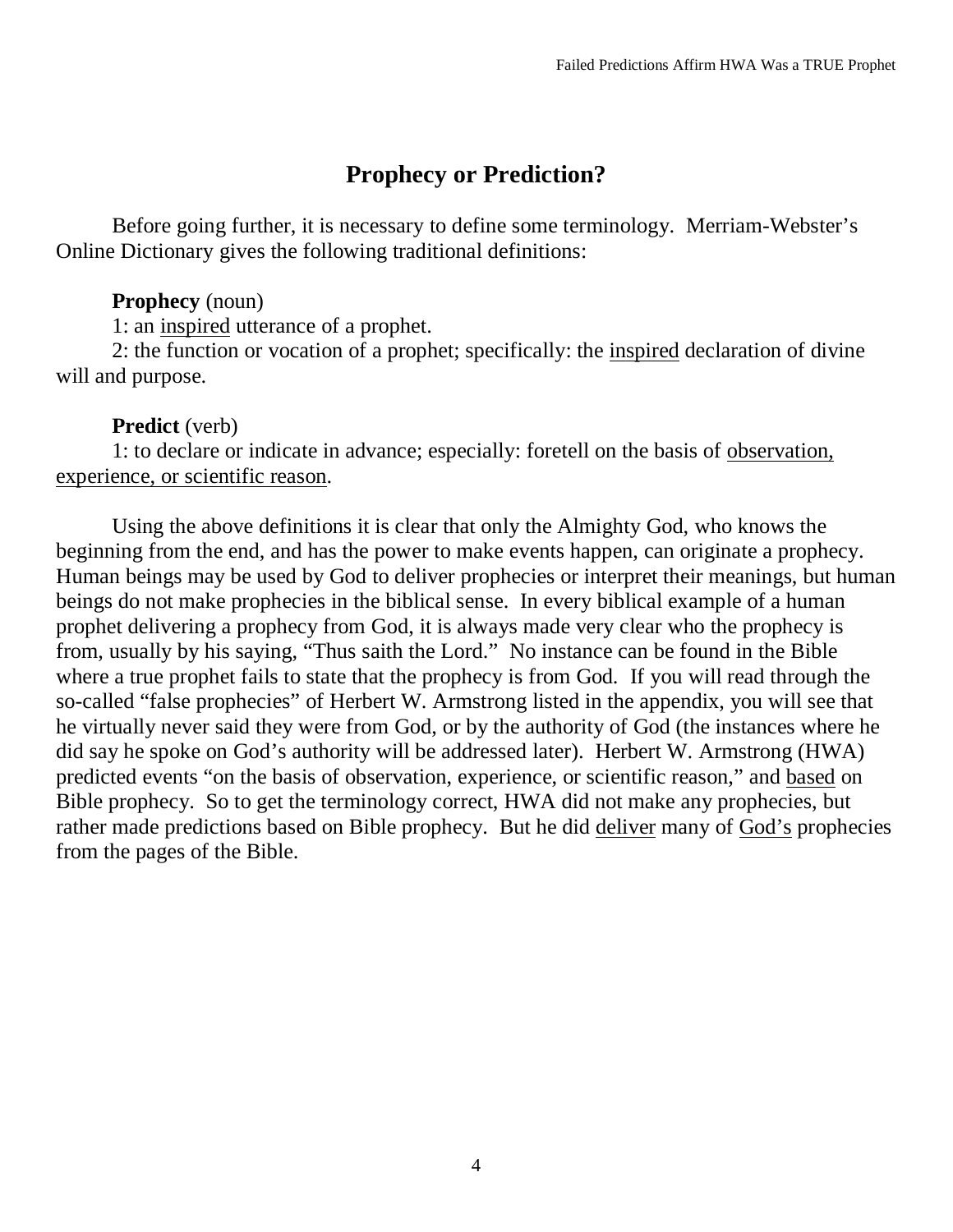## Prophecy or Prediction?

Before going further, it is necessary to define some terminology. Merriam-Webster's Online Dictionary gives the following traditional definitions:

**Prophecy** (noun)

1: an <u>inspired</u> utterance of a prophet.

2: the function or vocation of a prophet; specifically: the <u>inspired</u> declaration of divine will and purpose.

**Predict** (verb)

1: to declare or indicate in advance; especially: foretell on the basis of <u>observation, experience, or scientific reason</u>.

Using the above definitions it is clear that only the Almighty God, who knows the beginning from the end, and has the power to make events happen, can originate a prophecy. Human beings may be used by God to deliver prophecies or interpret their meanings, but human beings do not make prophecies in the biblical sense. In every biblical example of a human prophet delivering a prophecy from God, it is always made very clear who the prophecy is from, usually by his saying, "Thus saith the Lord." No instance can be found in the Bible where a true prophet fails to state that the prophecy is from God. If you will read through the so-called "false prophecies" of Herbert W. Armstrong listed in the appendix, you will see that he virtually never said they were from God, or by the authority of God (the instances where he did say he spoke on God's authority will be addressed later). Herbert W. Armstrong (HWA) predicted events "on the basis of observation, experience, or scientific reason," and <u>based</u> on Bible prophecy. So to get the terminology correct, HWA did not make any prophecies, but rather made predictions based on Bible prophecy. But he did <u>deliver</u> many of <u>God's</u> prophecies from the pages of the Bible.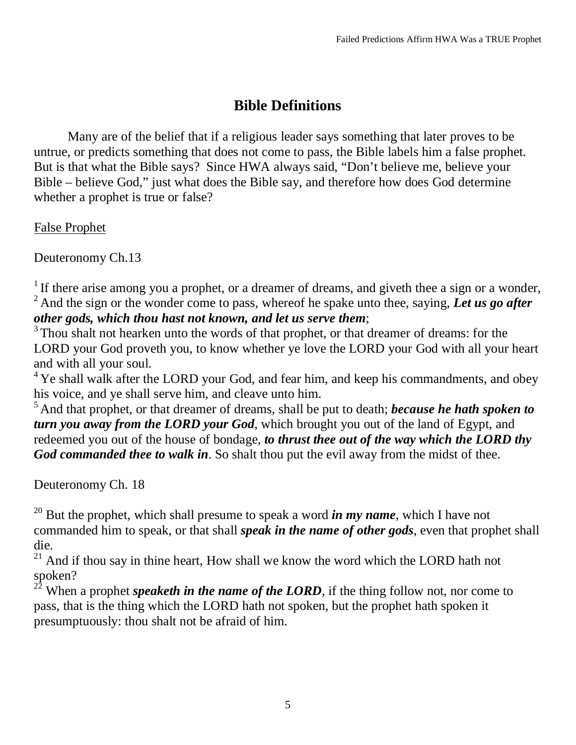## Bible Definitions

Many are of the belief that if a religious leader says something that later proves to be untrue, or predicts something that does not come to pass, the Bible labels him a false prophet. But is that what the Bible says? Since HWA always said, "Don't believe me, believe your Bible – believe God," just what does the Bible say, and therefore how does God determine whether a prophet is true or false?

<u>False Prophet</u>

Deuteronomy Ch.13

[1] If there arise among you a prophet, or a dreamer of dreams, and giveth thee a sign or a wonder,
[2] And the sign or the wonder come to pass, whereof he spake unto thee, saying, ***Let us go after other gods, which thou hast not known, and let us serve them***;
[3] Thou shalt not hearken unto the words of that prophet, or that dreamer of dreams: for the LORD your God proveth you, to know whether ye love the LORD your God with all your heart and with all your soul.
[4] Ye shall walk after the LORD your God, and fear him, and keep his commandments, and obey his voice, and ye shall serve him, and cleave unto him.
[5] And that prophet, or that dreamer of dreams, shall be put to death; ***because he hath spoken to turn you away from the LORD your God***, which brought you out of the land of Egypt, and redeemed you out of the house of bondage, ***to thrust thee out of the way which the LORD thy God commanded thee to walk in***. So shalt thou put the evil away from the midst of thee.

Deuteronomy Ch. 18

[20] But the prophet, which shall presume to speak a word ***in my name***, which I have not commanded him to speak, or that shall ***speak in the name of other gods***, even that prophet shall die.
[21] And if thou say in thine heart, How shall we know the word which the LORD hath not spoken?
[22] When a prophet ***speaketh in the name of the LORD***, if the thing follow not, nor come to pass, that is the thing which the LORD hath not spoken, but the prophet hath spoken it presumptuously: thou shalt not be afraid of him.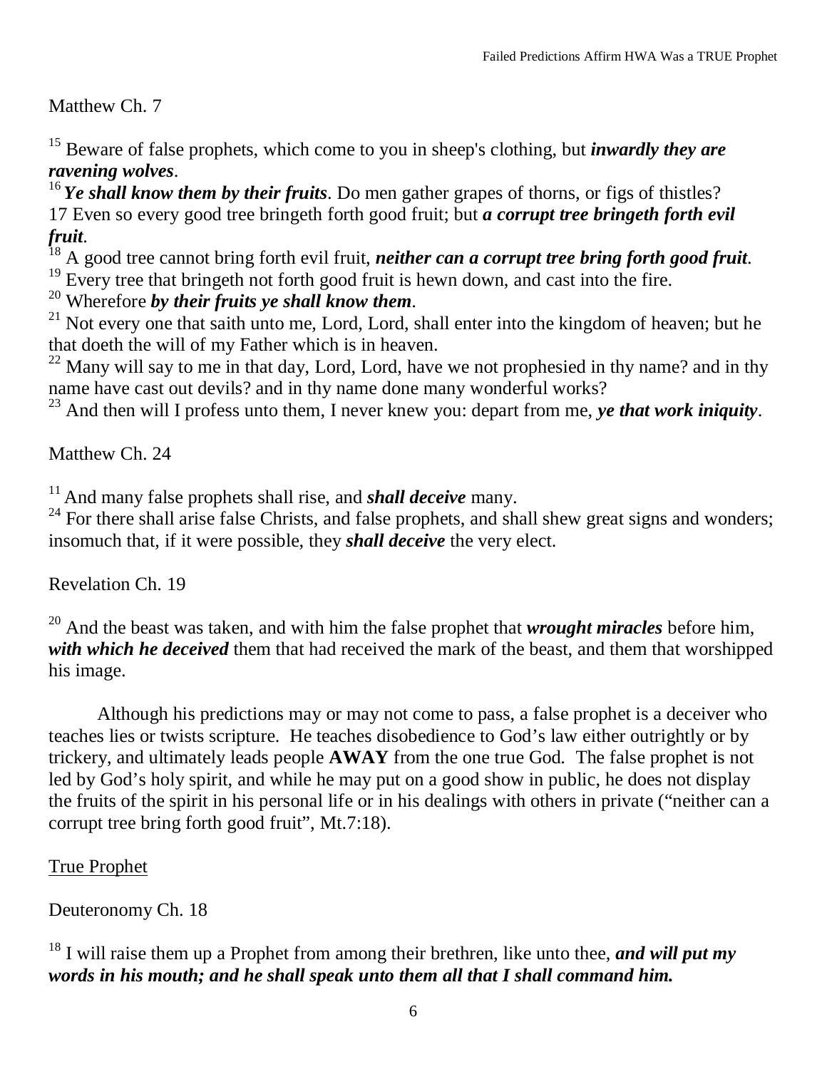Matthew Ch. 7

[15] Beware of false prophets, which come to you in sheep's clothing, but ***inwardly they are ravening wolves***.
[16] ***Ye shall know them by their fruits***. Do men gather grapes of thorns, or figs of thistles?
17 Even so every good tree bringeth forth good fruit; but ***a corrupt tree bringeth forth evil fruit***.
[18] A good tree cannot bring forth evil fruit, ***neither can a corrupt tree bring forth good fruit***.
[19] Every tree that bringeth not forth good fruit is hewn down, and cast into the fire.
[20] Wherefore ***by their fruits ye shall know them***.
[21] Not every one that saith unto me, Lord, Lord, shall enter into the kingdom of heaven; but he that doeth the will of my Father which is in heaven.
[22] Many will say to me in that day, Lord, Lord, have we not prophesied in thy name? and in thy name have cast out devils? and in thy name done many wonderful works?
[23] And then will I profess unto them, I never knew you: depart from me, ***ye that work iniquity***.

Matthew Ch. 24

[11] And many false prophets shall rise, and ***shall deceive*** many.
[24] For there shall arise false Christs, and false prophets, and shall shew great signs and wonders; insomuch that, if it were possible, they ***shall deceive*** the very elect.

Revelation Ch. 19

[20] And the beast was taken, and with him the false prophet that ***wrought miracles*** before him, ***with which he deceived*** them that had received the mark of the beast, and them that worshipped his image.

Although his predictions may or may not come to pass, a false prophet is a deceiver who teaches lies or twists scripture. He teaches disobedience to God's law either outrightly or by trickery, and ultimately leads people **AWAY** from the one true God. The false prophet is not led by God's holy spirit, and while he may put on a good show in public, he does not display the fruits of the spirit in his personal life or in his dealings with others in private ("neither can a corrupt tree bring forth good fruit", Mt.7:18).

True Prophet

Deuteronomy Ch. 18

[18] I will raise them up a Prophet from among their brethren, like unto thee, ***and will put my words in his mouth; and he shall speak unto them all that I shall command him.***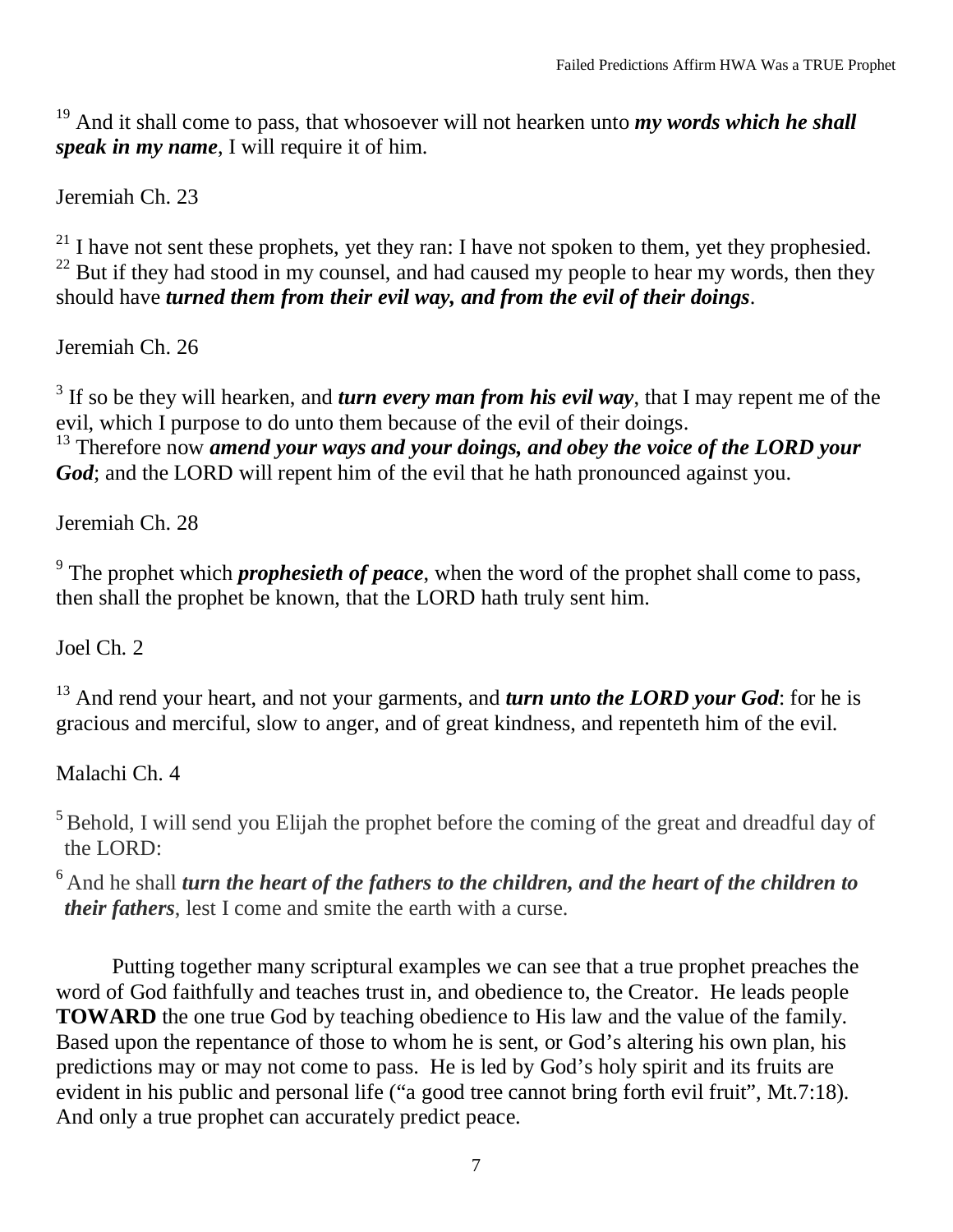[19] And it shall come to pass, that whosoever will not hearken unto ***my words which he shall speak in my name***, I will require it of him.

Jeremiah Ch. 23

[21] I have not sent these prophets, yet they ran: I have not spoken to them, yet they prophesied.
[22] But if they had stood in my counsel, and had caused my people to hear my words, then they should have ***turned them from their evil way, and from the evil of their doings***.

Jeremiah Ch. 26

[3] If so be they will hearken, and ***turn every man from his evil way***, that I may repent me of the evil, which I purpose to do unto them because of the evil of their doings.
[13] Therefore now ***amend your ways and your doings, and obey the voice of the LORD your God***; and the LORD will repent him of the evil that he hath pronounced against you.

Jeremiah Ch. 28

[9] The prophet which ***prophesieth of peace***, when the word of the prophet shall come to pass, then shall the prophet be known, that the LORD hath truly sent him.

Joel Ch. 2

[13] And rend your heart, and not your garments, and ***turn unto the LORD your God***: for he is gracious and merciful, slow to anger, and of great kindness, and repenteth him of the evil.

Malachi Ch. 4

[5] Behold, I will send you Elijah the prophet before the coming of the great and dreadful day of the LORD:

[6] And he shall ***turn the heart of the fathers to the children, and the heart of the children to their fathers***, lest I come and smite the earth with a curse.

Putting together many scriptural examples we can see that a true prophet preaches the word of God faithfully and teaches trust in, and obedience to, the Creator. He leads people **TOWARD** the one true God by teaching obedience to His law and the value of the family. Based upon the repentance of those to whom he is sent, or God's altering his own plan, his predictions may or may not come to pass. He is led by God's holy spirit and its fruits are evident in his public and personal life ("a good tree cannot bring forth evil fruit", Mt.7:18). And only a true prophet can accurately predict peace.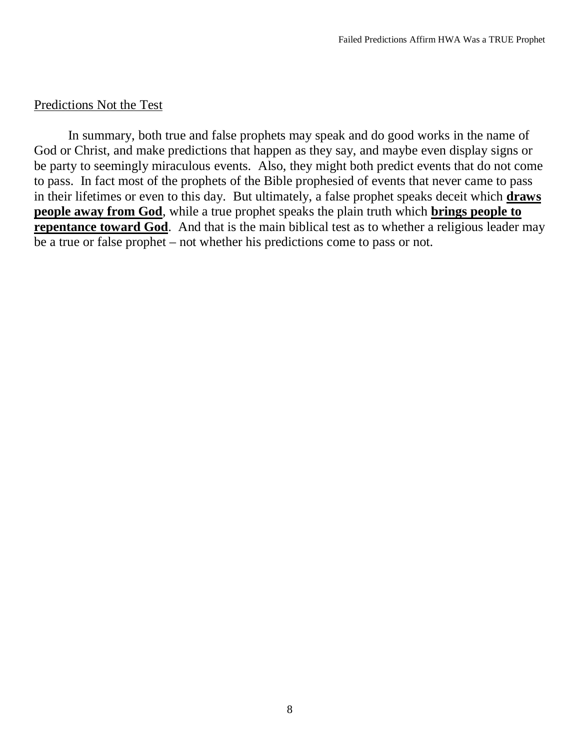<u>Predictions Not the Test</u>

In summary, both true and false prophets may speak and do good works in the name of God or Christ, and make predictions that happen as they say, and maybe even display signs or be party to seemingly miraculous events. Also, they might both predict events that do not come to pass. In fact most of the prophets of the Bible prophesied of events that never came to pass in their lifetimes or even to this day. But ultimately, a false prophet speaks deceit which <u>**draws people away from God**</u>, while a true prophet speaks the plain truth which <u>**brings people to repentance toward God**</u>. And that is the main biblical test as to whether a religious leader may be a true or false prophet – not whether his predictions come to pass or not.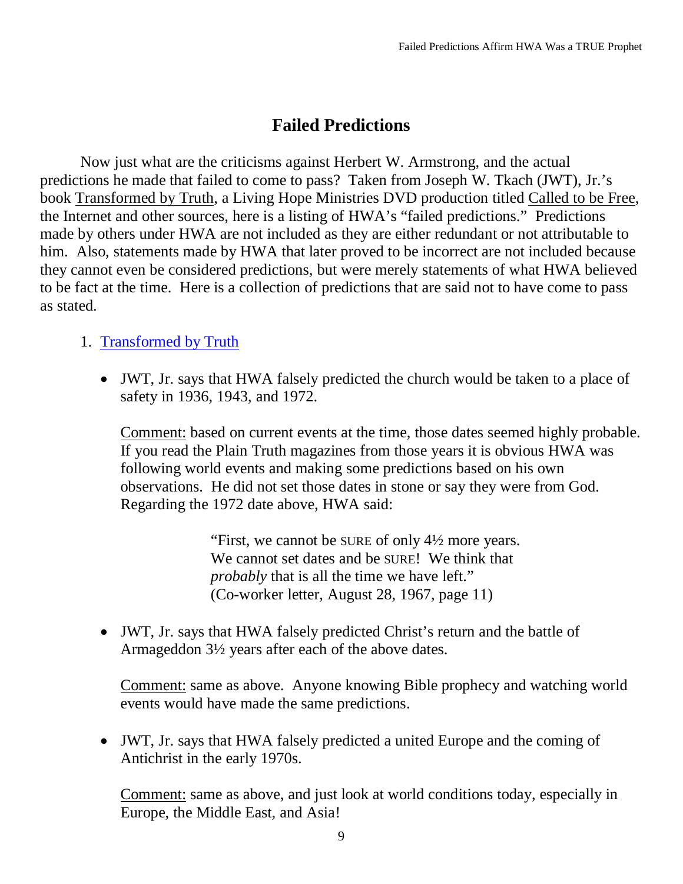## Failed Predictions

Now just what are the criticisms against Herbert W. Armstrong, and the actual predictions he made that failed to come to pass? Taken from Joseph W. Tkach (JWT), Jr.'s book Transformed by Truth, a Living Hope Ministries DVD production titled Called to be Free, the Internet and other sources, here is a listing of HWA's "failed predictions." Predictions made by others under HWA are not included as they are either redundant or not attributable to him. Also, statements made by HWA that later proved to be incorrect are not included because they cannot even be considered predictions, but were merely statements of what HWA believed to be fact at the time. Here is a collection of predictions that are said not to have come to pass as stated.

1. Transformed by Truth

- JWT, Jr. says that HWA falsely predicted the church would be taken to a place of safety in 1936, 1943, and 1972.

  Comment: based on current events at the time, those dates seemed highly probable. If you read the Plain Truth magazines from those years it is obvious HWA was following world events and making some predictions based on his own observations. He did not set those dates in stone or say they were from God. Regarding the 1972 date above, HWA said:

  > "First, we cannot be SURE of only 4½ more years. We cannot set dates and be SURE! We think that *probably* that is all the time we have left." (Co-worker letter, August 28, 1967, page 11)

- JWT, Jr. says that HWA falsely predicted Christ's return and the battle of Armageddon 3½ years after each of the above dates.

  Comment: same as above. Anyone knowing Bible prophecy and watching world events would have made the same predictions.

- JWT, Jr. says that HWA falsely predicted a united Europe and the coming of Antichrist in the early 1970s.

  Comment: same as above, and just look at world conditions today, especially in Europe, the Middle East, and Asia!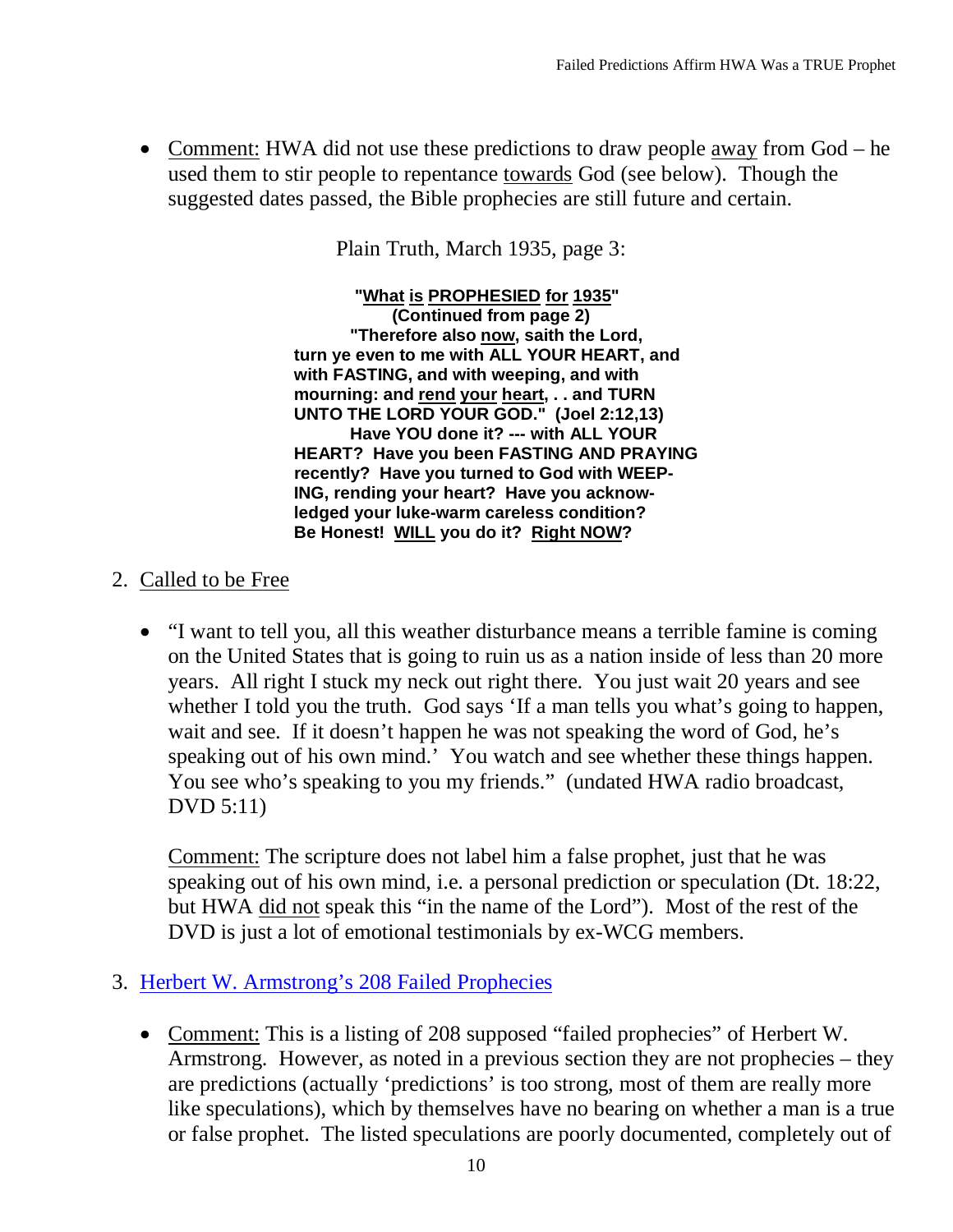- <u>Comment:</u> HWA did not use these predictions to draw people <u>away</u> from God – he used them to stir people to repentance <u>towards</u> God (see below). Though the suggested dates passed, the Bible prophecies are still future and certain.

Plain Truth, March 1935, page 3:

> **"<u>What</u> <u>is</u> <u>PROPHESIED</u> <u>for</u> <u>1935</u>"**
> **(Continued from page 2)**
> **"Therefore also <u>now</u>, saith the Lord, turn ye even to me with ALL YOUR HEART, and with FASTING, and with weeping, and with mourning: and <u>rend</u> <u>your</u> <u>heart</u>, . . and TURN UNTO THE LORD YOUR GOD." (Joel 2:12,13)**
> **Have YOU done it? --- with ALL YOUR HEART? Have you been FASTING AND PRAYING recently? Have you turned to God with WEEPING, rending your heart? Have you acknowledged your luke-warm careless condition? Be Honest! <u>WILL</u> you do it? <u>Right NOW</u>?**

2. <u>Called to be Free</u>

   - "I want to tell you, all this weather disturbance means a terrible famine is coming on the United States that is going to ruin us as a nation inside of less than 20 more years. All right I stuck my neck out right there. You just wait 20 years and see whether I told you the truth. God says 'If a man tells you what's going to happen, wait and see. If it doesn't happen he was not speaking the word of God, he's speaking out of his own mind.' You watch and see whether these things happen. You see who's speaking to you my friends." (undated HWA radio broadcast, DVD 5:11)

     <u>Comment:</u> The scripture does not label him a false prophet, just that he was speaking out of his own mind, i.e. a personal prediction or speculation (Dt. 18:22, but HWA <u>did not</u> speak this "in the name of the Lord"). Most of the rest of the DVD is just a lot of emotional testimonials by ex-WCG members.

3. <u>Herbert W. Armstrong's 208 Failed Prophecies</u>

   - <u>Comment:</u> This is a listing of 208 supposed "failed prophecies" of Herbert W. Armstrong. However, as noted in a previous section they are not prophecies – they are predictions (actually 'predictions' is too strong, most of them are really more like speculations), which by themselves have no bearing on whether a man is a true or false prophet. The listed speculations are poorly documented, completely out of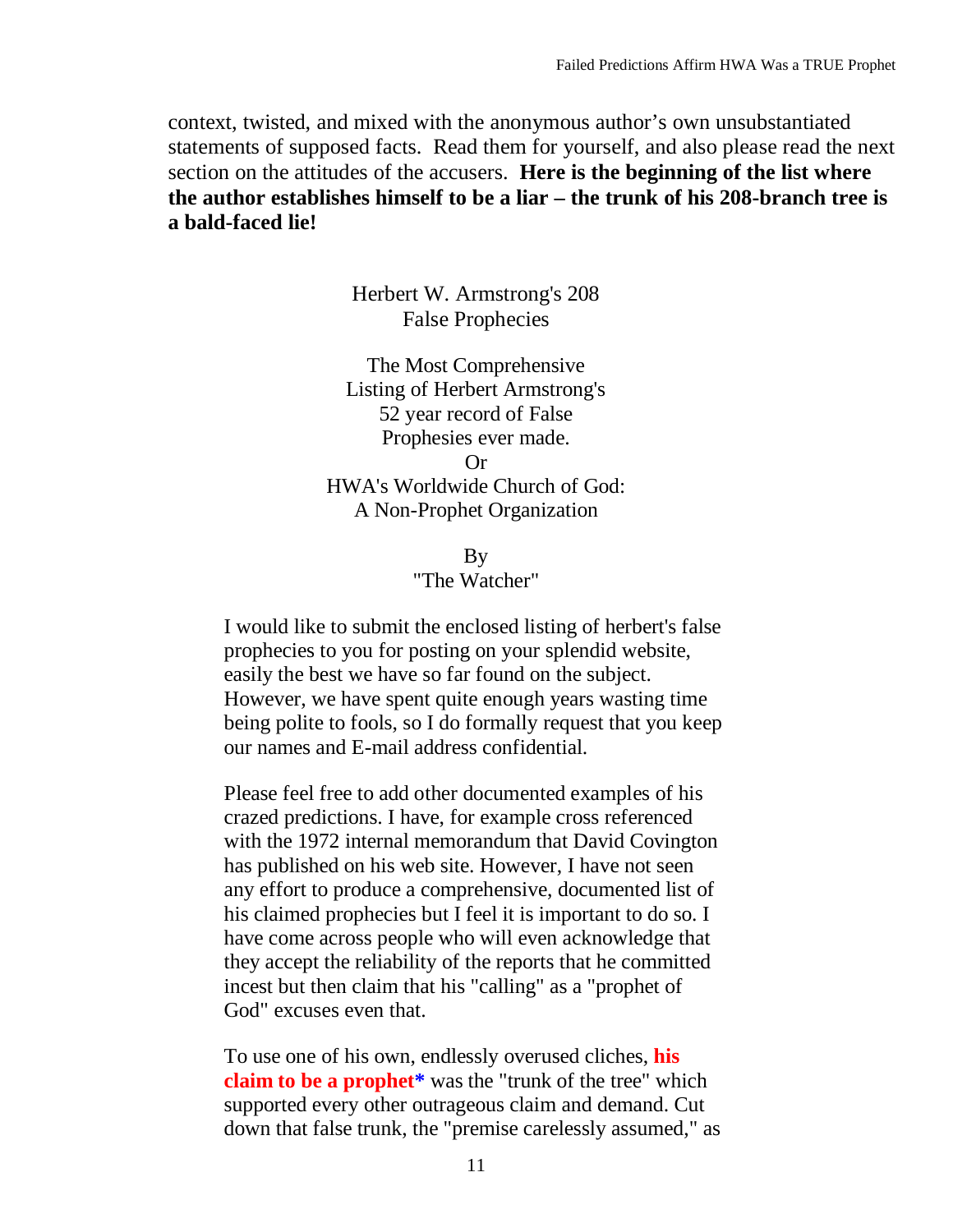context, twisted, and mixed with the anonymous author's own unsubstantiated statements of supposed facts. Read them for yourself, and also please read the next section on the attitudes of the accusers. **Here is the beginning of the list where the author establishes himself to be a liar – the trunk of his 208-branch tree is a bald-faced lie!**

> Herbert W. Armstrong's 208
> False Prophecies
>
> The Most Comprehensive
> Listing of Herbert Armstrong's
> 52 year record of False
> Prophesies ever made.
> Or
> HWA's Worldwide Church of God:
> A Non-Prophet Organization
>
> By
> "The Watcher"
>
> I would like to submit the enclosed listing of herbert's false prophecies to you for posting on your splendid website, easily the best we have so far found on the subject. However, we have spent quite enough years wasting time being polite to fools, so I do formally request that you keep our names and E-mail address confidential.
>
> Please feel free to add other documented examples of his crazed predictions. I have, for example cross referenced with the 1972 internal memorandum that David Covington has published on his web site. However, I have not seen any effort to produce a comprehensive, documented list of his claimed prophecies but I feel it is important to do so. I have come across people who will even acknowledge that they accept the reliability of the reports that he committed incest but then claim that his "calling" as a "prophet of God" excuses even that.
>
> To use one of his own, endlessly overused cliches, **his claim to be a prophet*** was the "trunk of the tree" which supported every other outrageous claim and demand. Cut down that false trunk, the "premise carelessly assumed," as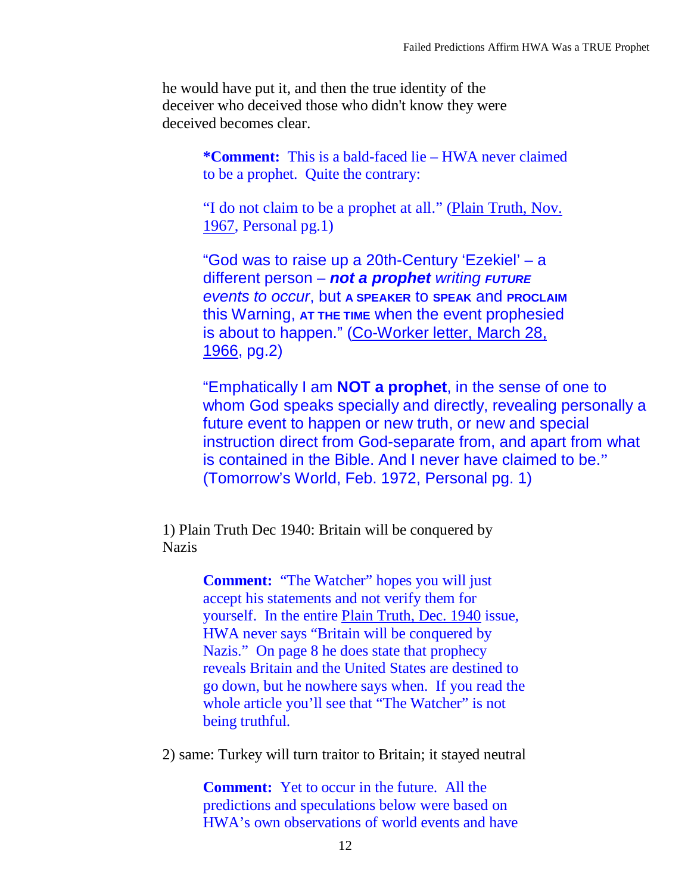he would have put it, and then the true identity of the deceiver who deceived those who didn't know they were deceived becomes clear.

> ***Comment:** This is a bald-faced lie – HWA never claimed to be a prophet. Quite the contrary:
>
> "I do not claim to be a prophet at all." (Plain Truth, Nov. 1967, Personal pg.1)
>
> "God was to raise up a 20th-Century 'Ezekiel' – a different person – ***not a prophet*** *writing* ***FUTURE*** *events to occur*, but **A SPEAKER** to **SPEAK** and **PROCLAIM** this Warning, **AT THE TIME** when the event prophesied is about to happen." (Co-Worker letter, March 28, 1966, pg.2)
>
> "Emphatically I am **NOT a prophet**, in the sense of one to whom God speaks specially and directly, revealing personally a future event to happen or new truth, or new and special instruction direct from God-separate from, and apart from what is contained in the Bible. And I never have claimed to be." (Tomorrow's World, Feb. 1972, Personal pg. 1)

1) Plain Truth Dec 1940: Britain will be conquered by Nazis

> **Comment:** "The Watcher" hopes you will just accept his statements and not verify them for yourself. In the entire Plain Truth, Dec. 1940 issue, HWA never says "Britain will be conquered by Nazis." On page 8 he does state that prophecy reveals Britain and the United States are destined to go down, but he nowhere says when. If you read the whole article you'll see that "The Watcher" is not being truthful.

2) same: Turkey will turn traitor to Britain; it stayed neutral

> **Comment:** Yet to occur in the future. All the predictions and speculations below were based on HWA's own observations of world events and have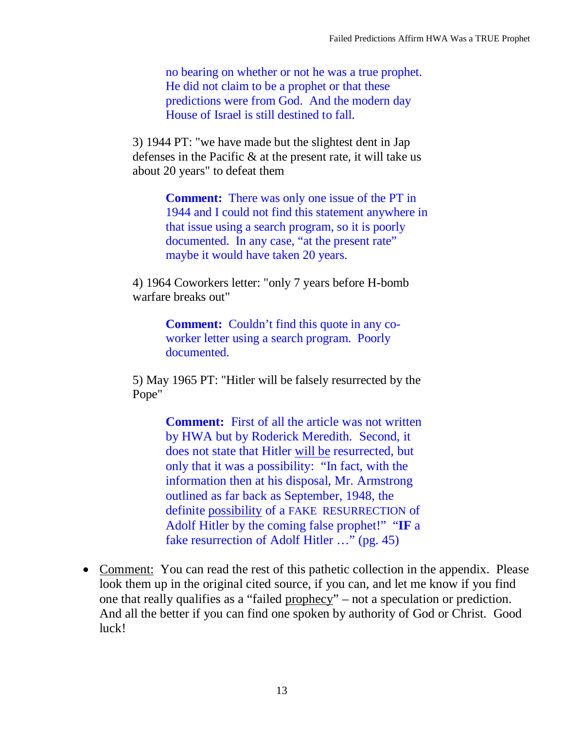no bearing on whether or not he was a true prophet. He did not claim to be a prophet or that these predictions were from God. And the modern day House of Israel is still destined to fall.

3) 1944 PT: "we have made but the slightest dent in Jap defenses in the Pacific & at the present rate, it will take us about 20 years" to defeat them

> **Comment:** There was only one issue of the PT in 1944 and I could not find this statement anywhere in that issue using a search program, so it is poorly documented. In any case, "at the present rate" maybe it would have taken 20 years.

4) 1964 Coworkers letter: "only 7 years before H-bomb warfare breaks out"

> **Comment:** Couldn't find this quote in any co-worker letter using a search program. Poorly documented.

5) May 1965 PT: "Hitler will be falsely resurrected by the Pope"

> **Comment:** First of all the article was not written by HWA but by Roderick Meredith. Second, it does not state that Hitler <u>will be</u> resurrected, but only that it was a possibility: "In fact, with the information then at his disposal, Mr. Armstrong outlined as far back as September, 1948, the definite <u>possibility</u> of a FAKE RESURRECTION of Adolf Hitler by the coming false prophet!" "**IF** a fake resurrection of Adolf Hitler …" (pg. 45)

- <u>Comment:</u> You can read the rest of this pathetic collection in the appendix. Please look them up in the original cited source, if you can, and let me know if you find one that really qualifies as a "failed <u>prophecy</u>" – not a speculation or prediction. And all the better if you can find one spoken by authority of God or Christ. Good luck!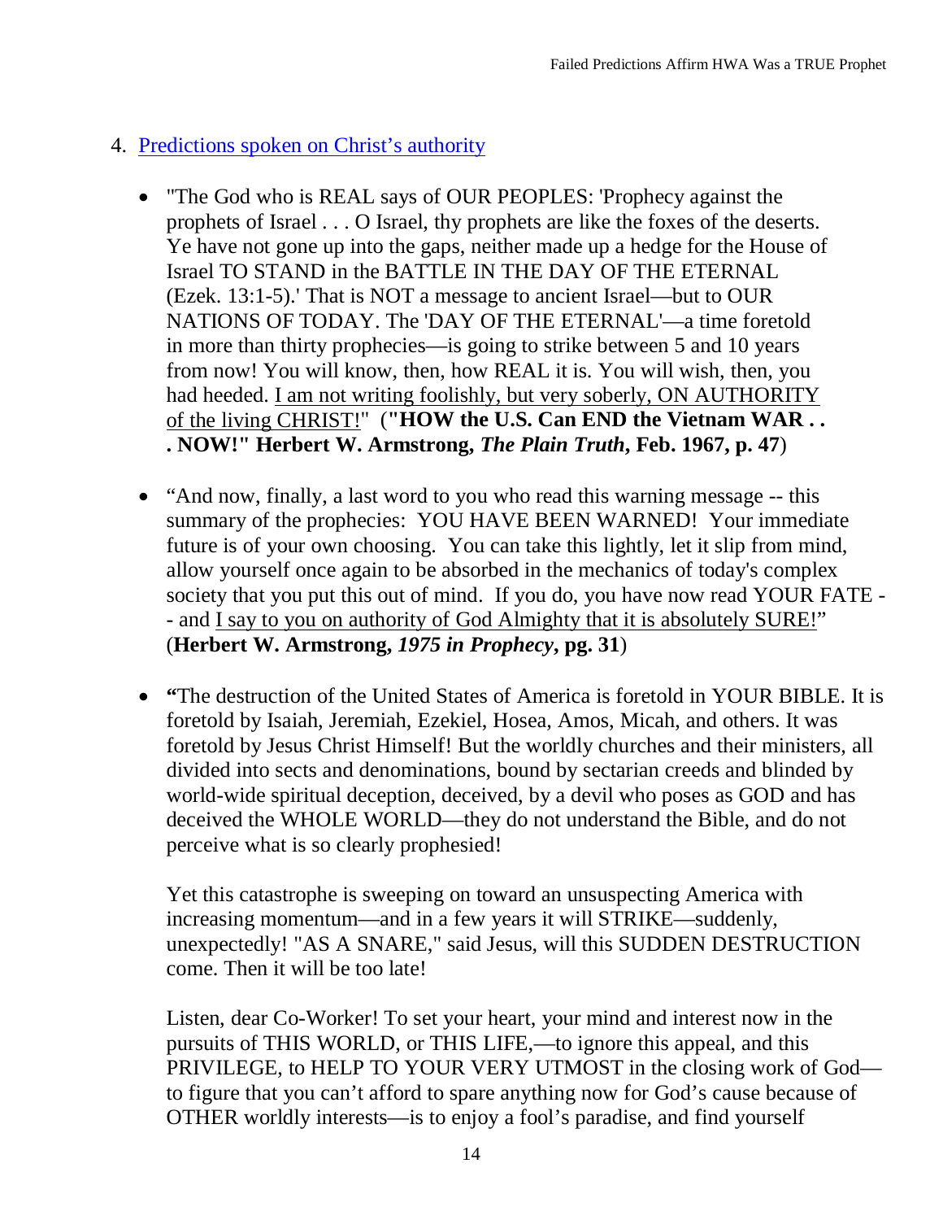4. [Predictions spoken on Christ's authority]()

   - "The God who is REAL says of OUR PEOPLES: 'Prophecy against the prophets of Israel . . . O Israel, thy prophets are like the foxes of the deserts. Ye have not gone up into the gaps, neither made up a hedge for the House of Israel TO STAND in the BATTLE IN THE DAY OF THE ETERNAL (Ezek. 13:1-5).' That is NOT a message to ancient Israel—but to OUR NATIONS OF TODAY. The 'DAY OF THE ETERNAL'—a time foretold in more than thirty prophecies—is going to strike between 5 and 10 years from now! You will know, then, how REAL it is. You will wish, then, you had heeded. <u>I am not writing foolishly, but very soberly, ON AUTHORITY of the living CHRIST!</u>" (**"HOW the U.S. Can END the Vietnam WAR . . . NOW!" Herbert W. Armstrong, *The Plain Truth*, Feb. 1967, p. 47**)

   - "And now, finally, a last word to you who read this warning message -- this summary of the prophecies: YOU HAVE BEEN WARNED! Your immediate future is of your own choosing. You can take this lightly, let it slip from mind, allow yourself once again to be absorbed in the mechanics of today's complex society that you put this out of mind. If you do, you have now read YOUR FATE -- and <u>I say to you on authority of God Almighty that it is absolutely SURE!</u>" (**Herbert W. Armstrong, *1975 in Prophecy*, pg. 31**)

   - **"**The destruction of the United States of America is foretold in YOUR BIBLE. It is foretold by Isaiah, Jeremiah, Ezekiel, Hosea, Amos, Micah, and others. It was foretold by Jesus Christ Himself! But the worldly churches and their ministers, all divided into sects and denominations, bound by sectarian creeds and blinded by world-wide spiritual deception, deceived, by a devil who poses as GOD and has deceived the WHOLE WORLD—they do not understand the Bible, and do not perceive what is so clearly prophesied!

     Yet this catastrophe is sweeping on toward an unsuspecting America with increasing momentum—and in a few years it will STRIKE—suddenly, unexpectedly! "AS A SNARE," said Jesus, will this SUDDEN DESTRUCTION come. Then it will be too late!

     Listen, dear Co-Worker! To set your heart, your mind and interest now in the pursuits of THIS WORLD, or THIS LIFE,—to ignore this appeal, and this PRIVILEGE, to HELP TO YOUR VERY UTMOST in the closing work of God—to figure that you can't afford to spare anything now for God's cause because of OTHER worldly interests—is to enjoy a fool's paradise, and find yourself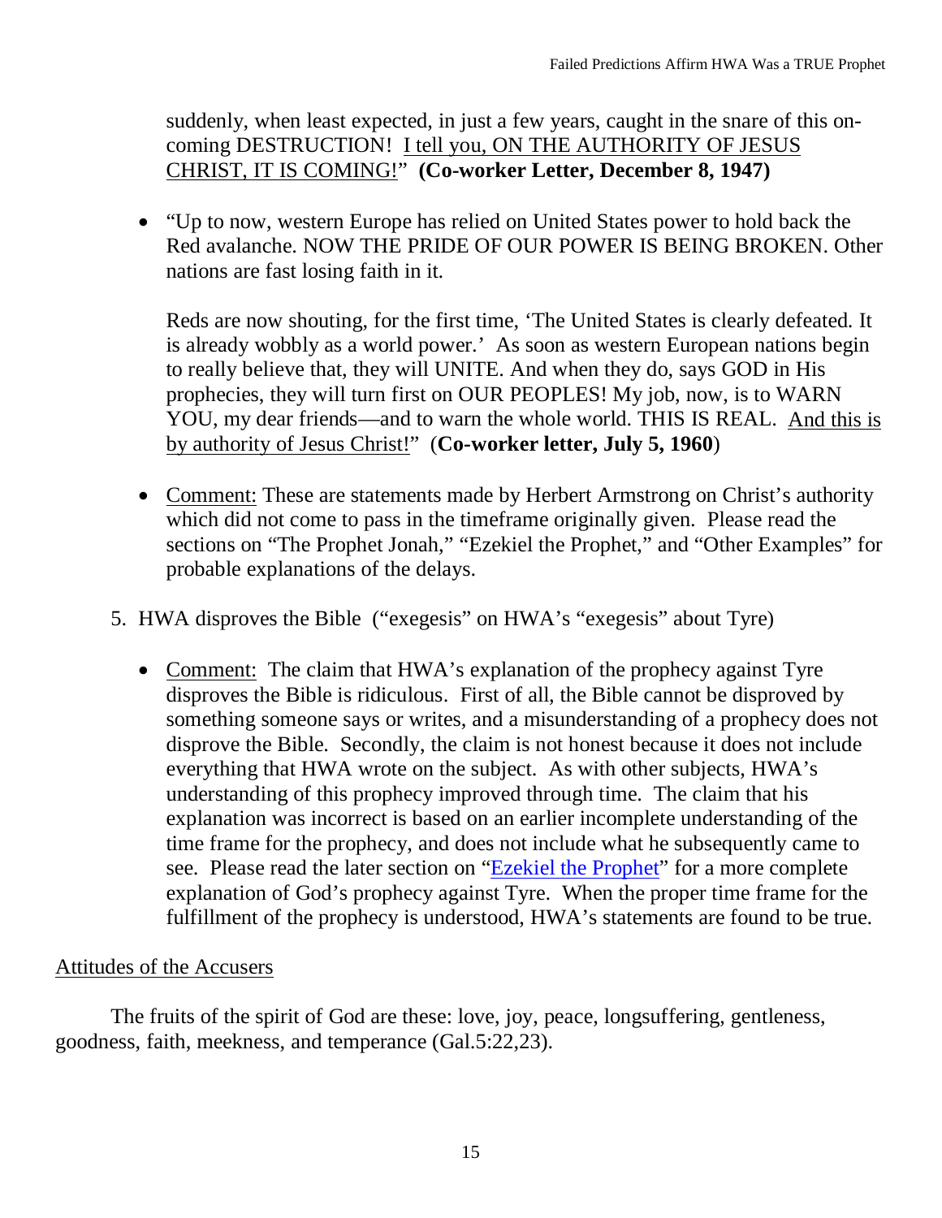suddenly, when least expected, in just a few years, caught in the snare of this on-coming DESTRUCTION! <u>I tell you, ON THE AUTHORITY OF JESUS CHRIST, IT IS COMING!</u>" **(Co-worker Letter, December 8, 1947)**

- "Up to now, western Europe has relied on United States power to hold back the Red avalanche. NOW THE PRIDE OF OUR POWER IS BEING BROKEN. Other nations are fast losing faith in it.

  Reds are now shouting, for the first time, 'The United States is clearly defeated. It is already wobbly as a world power.' As soon as western European nations begin to really believe that, they will UNITE. And when they do, says GOD in His prophecies, they will turn first on OUR PEOPLES! My job, now, is to WARN YOU, my dear friends—and to warn the whole world. THIS IS REAL. <u>And this is by authority of Jesus Christ!</u>" (**Co-worker letter, July 5, 1960**)

- <u>Comment:</u> These are statements made by Herbert Armstrong on Christ's authority which did not come to pass in the timeframe originally given. Please read the sections on "The Prophet Jonah," "Ezekiel the Prophet," and "Other Examples" for probable explanations of the delays.

5. HWA disproves the Bible ("exegesis" on HWA's "exegesis" about Tyre)

   - <u>Comment:</u> The claim that HWA's explanation of the prophecy against Tyre disproves the Bible is ridiculous. First of all, the Bible cannot be disproved by something someone says or writes, and a misunderstanding of a prophecy does not disprove the Bible. Secondly, the claim is not honest because it does not include everything that HWA wrote on the subject. As with other subjects, HWA's understanding of this prophecy improved through time. The claim that his explanation was incorrect is based on an earlier incomplete understanding of the time frame for the prophecy, and does not include what he subsequently came to see. Please read the later section on "Ezekiel the Prophet" for a more complete explanation of God's prophecy against Tyre. When the proper time frame for the fulfillment of the prophecy is understood, HWA's statements are found to be true.

<u>Attitudes of the Accusers</u>

The fruits of the spirit of God are these: love, joy, peace, longsuffering, gentleness, goodness, faith, meekness, and temperance (Gal.5:22,23).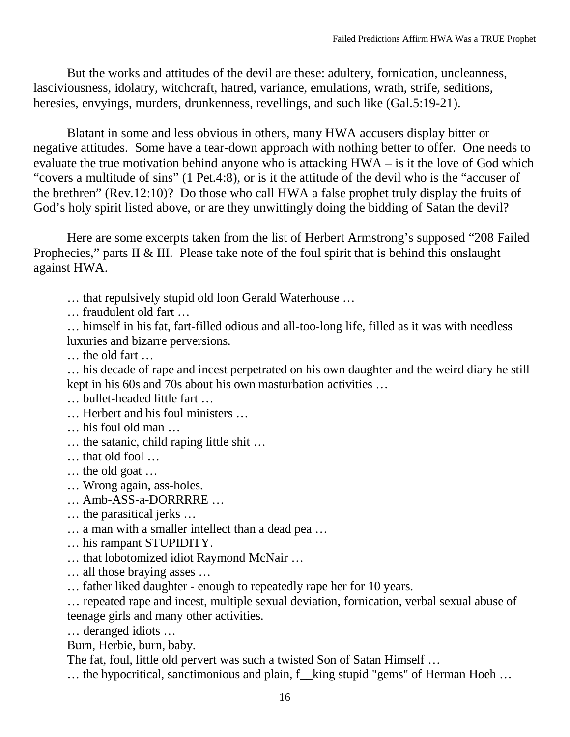But the works and attitudes of the devil are these: adultery, fornication, uncleanness, lasciviousness, idolatry, witchcraft, <u>hatred</u>, <u>variance</u>, emulations, <u>wrath</u>, <u>strife</u>, seditions, heresies, envyings, murders, drunkenness, revellings, and such like (Gal.5:19-21).

Blatant in some and less obvious in others, many HWA accusers display bitter or negative attitudes. Some have a tear-down approach with nothing better to offer. One needs to evaluate the true motivation behind anyone who is attacking HWA – is it the love of God which "covers a multitude of sins" (1 Pet.4:8), or is it the attitude of the devil who is the "accuser of the brethren" (Rev.12:10)? Do those who call HWA a false prophet truly display the fruits of God's holy spirit listed above, or are they unwittingly doing the bidding of Satan the devil?

Here are some excerpts taken from the list of Herbert Armstrong's supposed "208 Failed Prophecies," parts II & III. Please take note of the foul spirit that is behind this onslaught against HWA.

> … that repulsively stupid old loon Gerald Waterhouse …
> … fraudulent old fart …
> … himself in his fat, fart-filled odious and all-too-long life, filled as it was with needless luxuries and bizarre perversions.
> … the old fart …
> … his decade of rape and incest perpetrated on his own daughter and the weird diary he still kept in his 60s and 70s about his own masturbation activities …
> … bullet-headed little fart …
> … Herbert and his foul ministers …
> … his foul old man …
> … the satanic, child raping little shit …
> … that old fool …
> … the old goat …
> … Wrong again, ass-holes.
> … Amb-ASS-a-DORRRRE …
> … the parasitical jerks …
> … a man with a smaller intellect than a dead pea …
> … his rampant STUPIDITY.
> … that lobotomized idiot Raymond McNair …
> … all those braying asses …
> … father liked daughter - enough to repeatedly rape her for 10 years.
> … repeated rape and incest, multiple sexual deviation, fornication, verbal sexual abuse of teenage girls and many other activities.
> … deranged idiots …
> Burn, Herbie, burn, baby.
> The fat, foul, little old pervert was such a twisted Son of Satan Himself …
> … the hypocritical, sanctimonious and plain, f__king stupid "gems" of Herman Hoeh …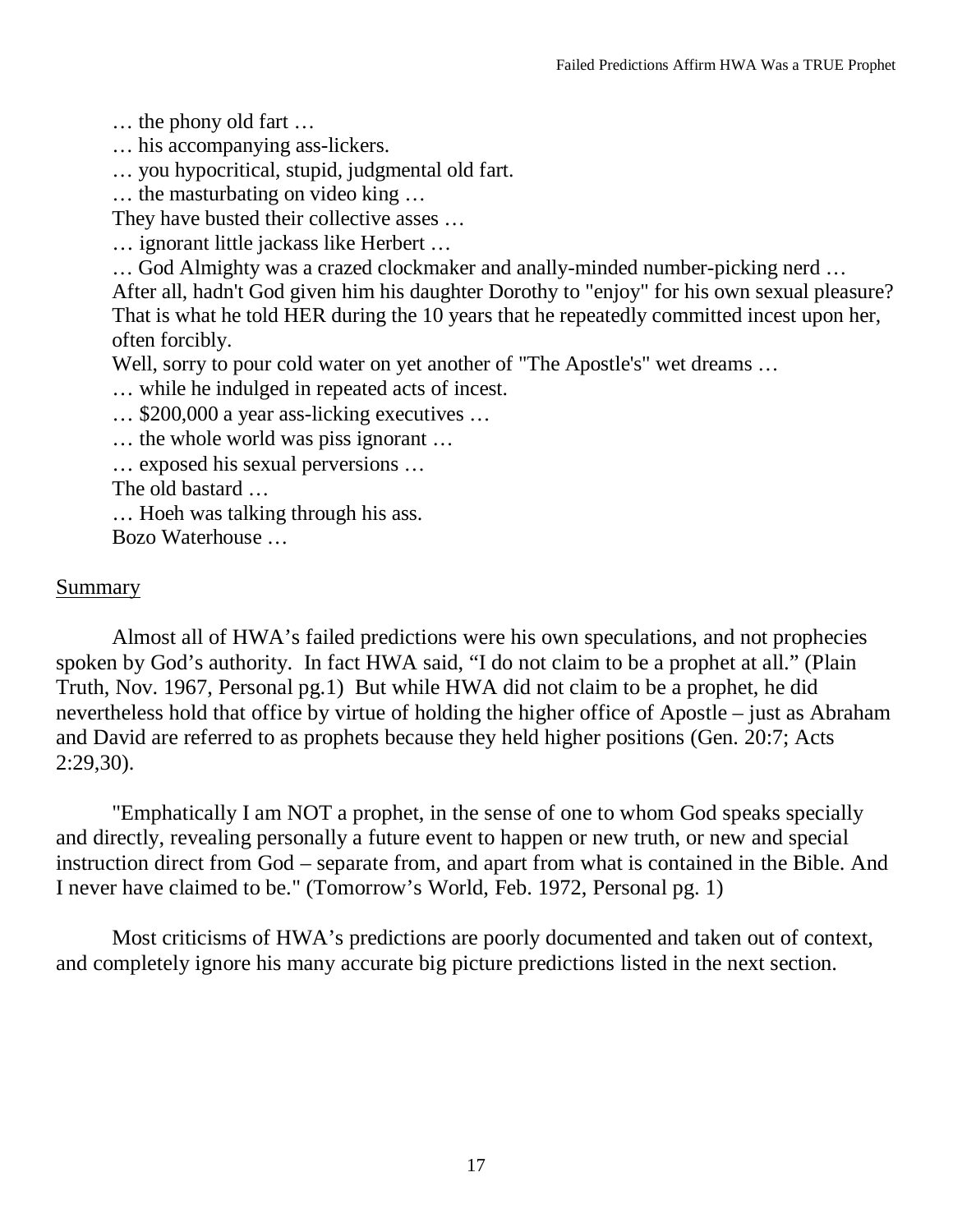… the phony old fart …

… his accompanying ass-lickers.

… you hypocritical, stupid, judgmental old fart.

… the masturbating on video king …

They have busted their collective asses …

… ignorant little jackass like Herbert …

… God Almighty was a crazed clockmaker and anally-minded number-picking nerd …

After all, hadn't God given him his daughter Dorothy to "enjoy" for his own sexual pleasure? That is what he told HER during the 10 years that he repeatedly committed incest upon her, often forcibly.

Well, sorry to pour cold water on yet another of "The Apostle's" wet dreams …

… while he indulged in repeated acts of incest.

… $200,000 a year ass-licking executives …

… the whole world was piss ignorant …

… exposed his sexual perversions …

The old bastard …

… Hoeh was talking through his ass.

Bozo Waterhouse …

## Summary

Almost all of HWA's failed predictions were his own speculations, and not prophecies spoken by God's authority. In fact HWA said, "I do not claim to be a prophet at all." (Plain Truth, Nov. 1967, Personal pg.1) But while HWA did not claim to be a prophet, he did nevertheless hold that office by virtue of holding the higher office of Apostle – just as Abraham and David are referred to as prophets because they held higher positions (Gen. 20:7; Acts 2:29,30).

"Emphatically I am NOT a prophet, in the sense of one to whom God speaks specially and directly, revealing personally a future event to happen or new truth, or new and special instruction direct from God – separate from, and apart from what is contained in the Bible. And I never have claimed to be." (Tomorrow's World, Feb. 1972, Personal pg. 1)

Most criticisms of HWA's predictions are poorly documented and taken out of context, and completely ignore his many accurate big picture predictions listed in the next section.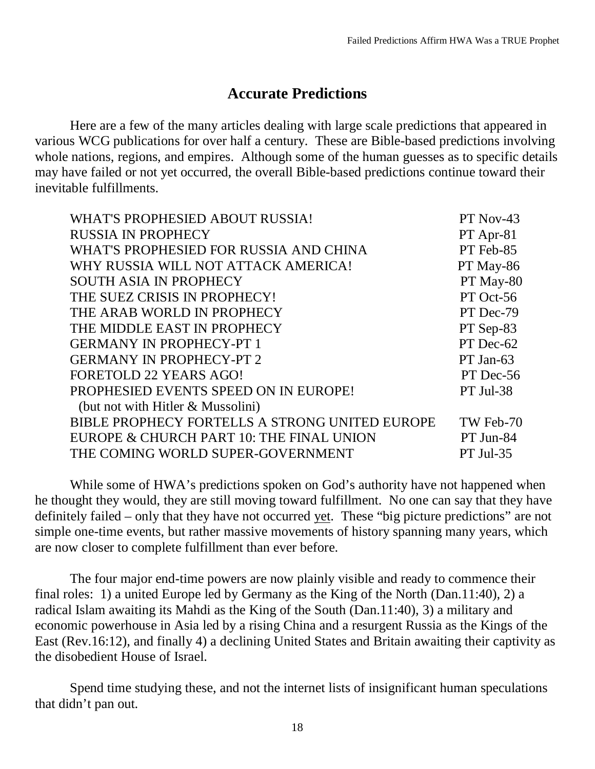## Accurate Predictions

Here are a few of the many articles dealing with large scale predictions that appeared in various WCG publications for over half a century. These are Bible-based predictions involving whole nations, regions, and empires. Although some of the human guesses as to specific details may have failed or not yet occurred, the overall Bible-based predictions continue toward their inevitable fulfillments.

| | |
|---|---|
| WHAT'S PROPHESIED ABOUT RUSSIA! | PT Nov-43 |
| RUSSIA IN PROPHECY | PT Apr-81 |
| WHAT'S PROPHESIED FOR RUSSIA AND CHINA | PT Feb-85 |
| WHY RUSSIA WILL NOT ATTACK AMERICA! | PT May-86 |
| SOUTH ASIA IN PROPHECY | PT May-80 |
| THE SUEZ CRISIS IN PROPHECY! | PT Oct-56 |
| THE ARAB WORLD IN PROPHECY | PT Dec-79 |
| THE MIDDLE EAST IN PROPHECY | PT Sep-83 |
| GERMANY IN PROPHECY-PT 1 | PT Dec-62 |
| GERMANY IN PROPHECY-PT 2 | PT Jan-63 |
| FORETOLD 22 YEARS AGO! | PT Dec-56 |
| PROPHESIED EVENTS SPEED ON IN EUROPE! (but not with Hitler & Mussolini) | PT Jul-38 |
| BIBLE PROPHECY FORTELLS A STRONG UNITED EUROPE | TW Feb-70 |
| EUROPE & CHURCH PART 10: THE FINAL UNION | PT Jun-84 |
| THE COMING WORLD SUPER-GOVERNMENT | PT Jul-35 |

While some of HWA's predictions spoken on God's authority have not happened when he thought they would, they are still moving toward fulfillment. No one can say that they have definitely failed – only that they have not occurred <u>yet</u>. These "big picture predictions" are not simple one-time events, but rather massive movements of history spanning many years, which are now closer to complete fulfillment than ever before.

The four major end-time powers are now plainly visible and ready to commence their final roles: 1) a united Europe led by Germany as the King of the North (Dan.11:40), 2) a radical Islam awaiting its Mahdi as the King of the South (Dan.11:40), 3) a military and economic powerhouse in Asia led by a rising China and a resurgent Russia as the Kings of the East (Rev.16:12), and finally 4) a declining United States and Britain awaiting their captivity as the disobedient House of Israel.

Spend time studying these, and not the internet lists of insignificant human speculations that didn't pan out.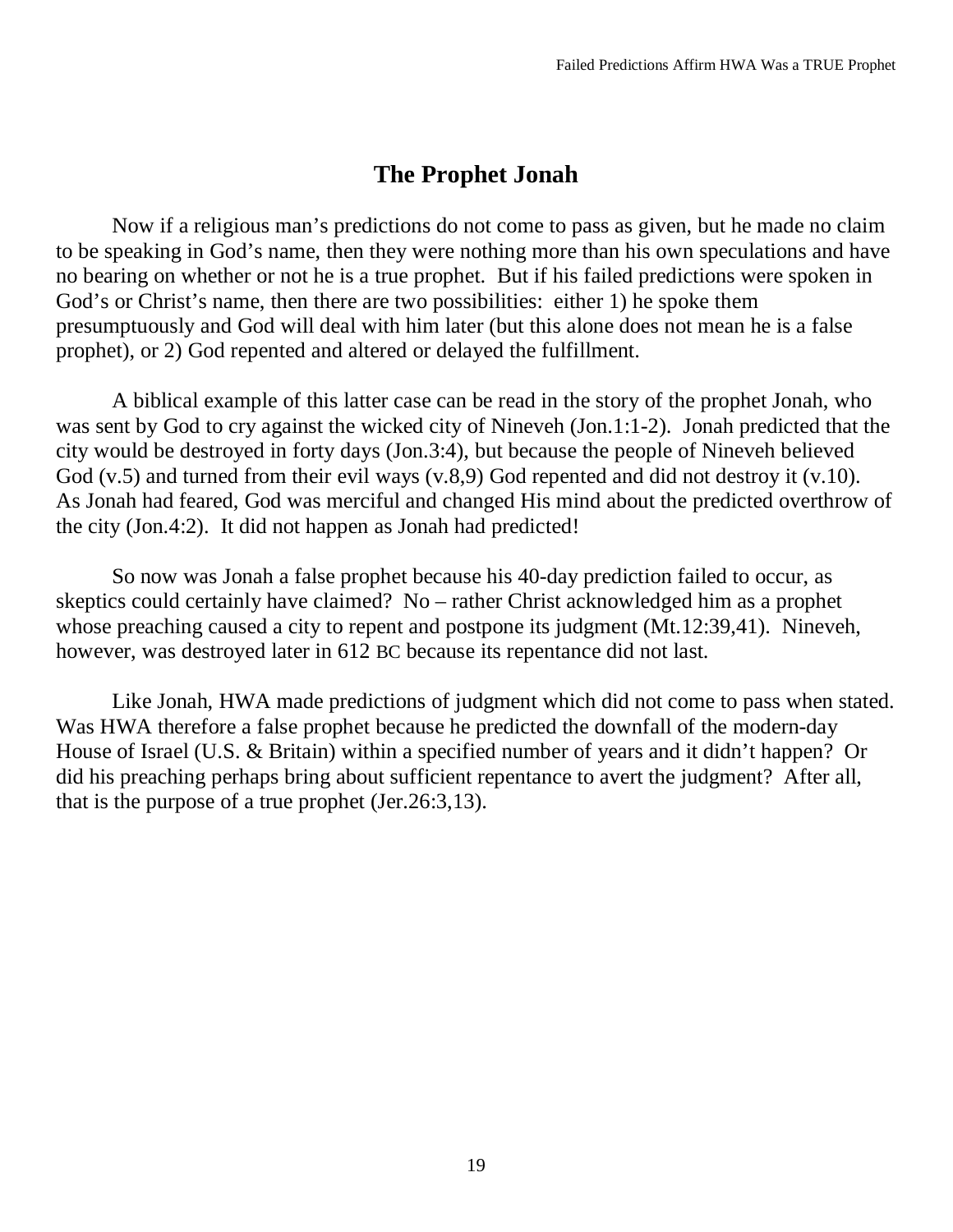## The Prophet Jonah

Now if a religious man's predictions do not come to pass as given, but he made no claim to be speaking in God's name, then they were nothing more than his own speculations and have no bearing on whether or not he is a true prophet. But if his failed predictions were spoken in God's or Christ's name, then there are two possibilities: either 1) he spoke them presumptuously and God will deal with him later (but this alone does not mean he is a false prophet), or 2) God repented and altered or delayed the fulfillment.

A biblical example of this latter case can be read in the story of the prophet Jonah, who was sent by God to cry against the wicked city of Nineveh (Jon.1:1-2). Jonah predicted that the city would be destroyed in forty days (Jon.3:4), but because the people of Nineveh believed God (v.5) and turned from their evil ways (v.8,9) God repented and did not destroy it (v.10). As Jonah had feared, God was merciful and changed His mind about the predicted overthrow of the city (Jon.4:2). It did not happen as Jonah had predicted!

So now was Jonah a false prophet because his 40-day prediction failed to occur, as skeptics could certainly have claimed? No – rather Christ acknowledged him as a prophet whose preaching caused a city to repent and postpone its judgment (Mt.12:39,41). Nineveh, however, was destroyed later in 612 BC because its repentance did not last.

Like Jonah, HWA made predictions of judgment which did not come to pass when stated. Was HWA therefore a false prophet because he predicted the downfall of the modern-day House of Israel (U.S. & Britain) within a specified number of years and it didn't happen? Or did his preaching perhaps bring about sufficient repentance to avert the judgment? After all, that is the purpose of a true prophet (Jer.26:3,13).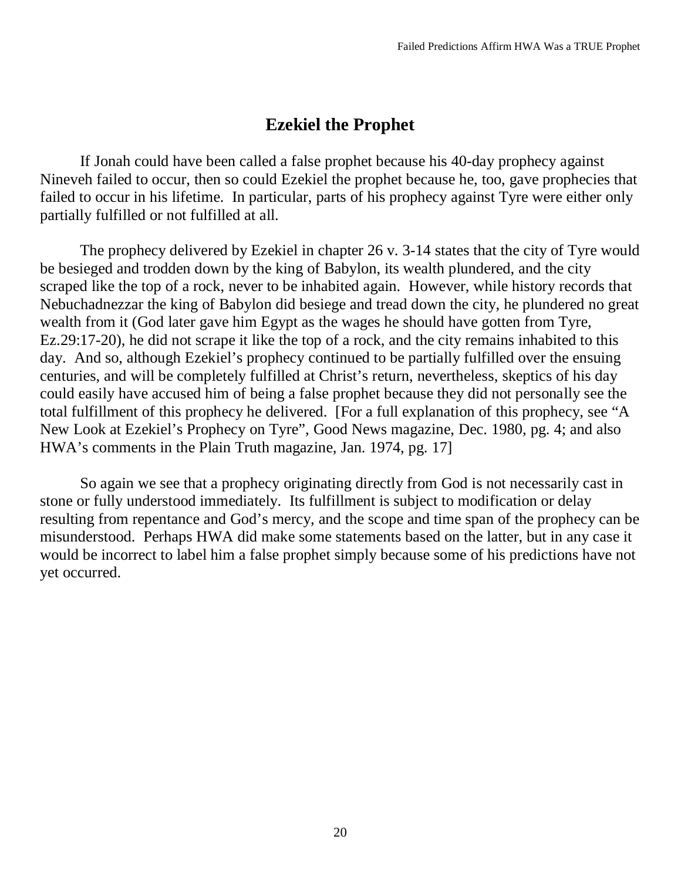## Ezekiel the Prophet

If Jonah could have been called a false prophet because his 40-day prophecy against Nineveh failed to occur, then so could Ezekiel the prophet because he, too, gave prophecies that failed to occur in his lifetime. In particular, parts of his prophecy against Tyre were either only partially fulfilled or not fulfilled at all.

The prophecy delivered by Ezekiel in chapter 26 v. 3-14 states that the city of Tyre would be besieged and trodden down by the king of Babylon, its wealth plundered, and the city scraped like the top of a rock, never to be inhabited again. However, while history records that Nebuchadnezzar the king of Babylon did besiege and tread down the city, he plundered no great wealth from it (God later gave him Egypt as the wages he should have gotten from Tyre, Ez.29:17-20), he did not scrape it like the top of a rock, and the city remains inhabited to this day. And so, although Ezekiel's prophecy continued to be partially fulfilled over the ensuing centuries, and will be completely fulfilled at Christ's return, nevertheless, skeptics of his day could easily have accused him of being a false prophet because they did not personally see the total fulfillment of this prophecy he delivered. [For a full explanation of this prophecy, see "A New Look at Ezekiel's Prophecy on Tyre", Good News magazine, Dec. 1980, pg. 4; and also HWA's comments in the Plain Truth magazine, Jan. 1974, pg. 17]

So again we see that a prophecy originating directly from God is not necessarily cast in stone or fully understood immediately. Its fulfillment is subject to modification or delay resulting from repentance and God's mercy, and the scope and time span of the prophecy can be misunderstood. Perhaps HWA did make some statements based on the latter, but in any case it would be incorrect to label him a false prophet simply because some of his predictions have not yet occurred.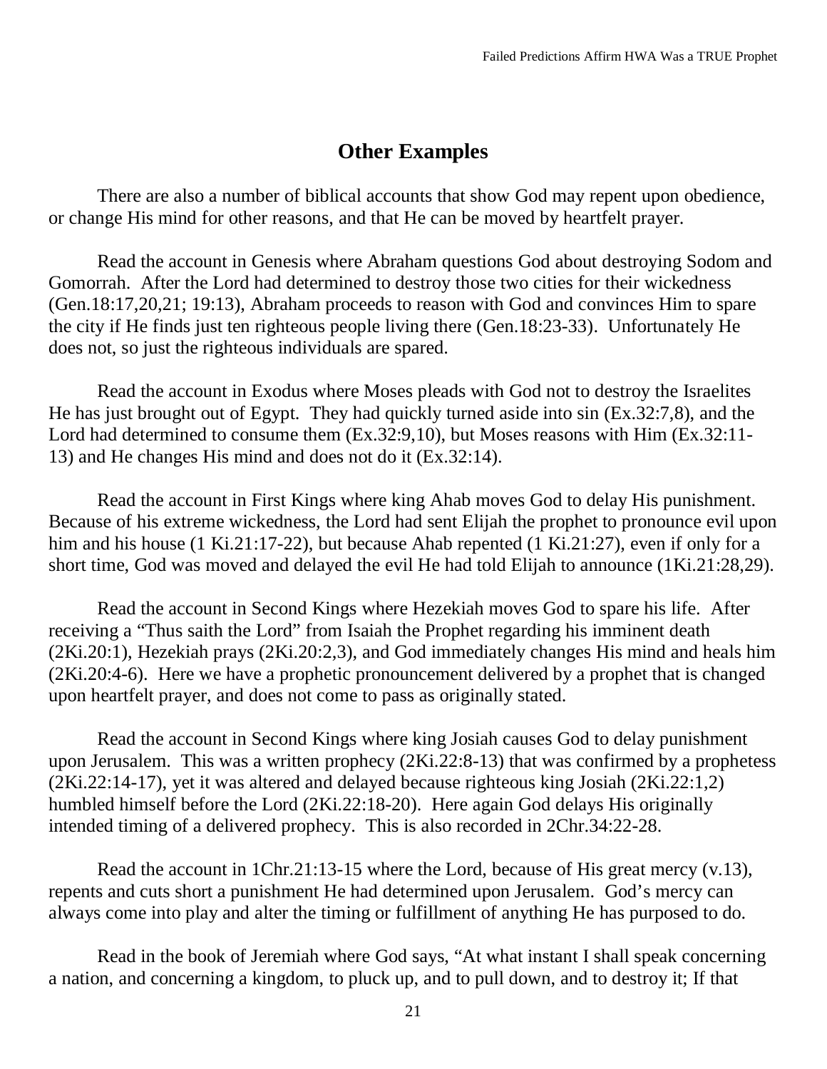## Other Examples

There are also a number of biblical accounts that show God may repent upon obedience, or change His mind for other reasons, and that He can be moved by heartfelt prayer.

Read the account in Genesis where Abraham questions God about destroying Sodom and Gomorrah. After the Lord had determined to destroy those two cities for their wickedness (Gen.18:17,20,21; 19:13), Abraham proceeds to reason with God and convinces Him to spare the city if He finds just ten righteous people living there (Gen.18:23-33). Unfortunately He does not, so just the righteous individuals are spared.

Read the account in Exodus where Moses pleads with God not to destroy the Israelites He has just brought out of Egypt. They had quickly turned aside into sin (Ex.32:7,8), and the Lord had determined to consume them (Ex.32:9,10), but Moses reasons with Him (Ex.32:11-13) and He changes His mind and does not do it (Ex.32:14).

Read the account in First Kings where king Ahab moves God to delay His punishment. Because of his extreme wickedness, the Lord had sent Elijah the prophet to pronounce evil upon him and his house (1 Ki.21:17-22), but because Ahab repented (1 Ki.21:27), even if only for a short time, God was moved and delayed the evil He had told Elijah to announce (1Ki.21:28,29).

Read the account in Second Kings where Hezekiah moves God to spare his life. After receiving a "Thus saith the Lord" from Isaiah the Prophet regarding his imminent death (2Ki.20:1), Hezekiah prays (2Ki.20:2,3), and God immediately changes His mind and heals him (2Ki.20:4-6). Here we have a prophetic pronouncement delivered by a prophet that is changed upon heartfelt prayer, and does not come to pass as originally stated.

Read the account in Second Kings where king Josiah causes God to delay punishment upon Jerusalem. This was a written prophecy (2Ki.22:8-13) that was confirmed by a prophetess (2Ki.22:14-17), yet it was altered and delayed because righteous king Josiah (2Ki.22:1,2) humbled himself before the Lord (2Ki.22:18-20). Here again God delays His originally intended timing of a delivered prophecy. This is also recorded in 2Chr.34:22-28.

Read the account in 1Chr.21:13-15 where the Lord, because of His great mercy (v.13), repents and cuts short a punishment He had determined upon Jerusalem. God's mercy can always come into play and alter the timing or fulfillment of anything He has purposed to do.

Read in the book of Jeremiah where God says, "At what instant I shall speak concerning a nation, and concerning a kingdom, to pluck up, and to pull down, and to destroy it; If that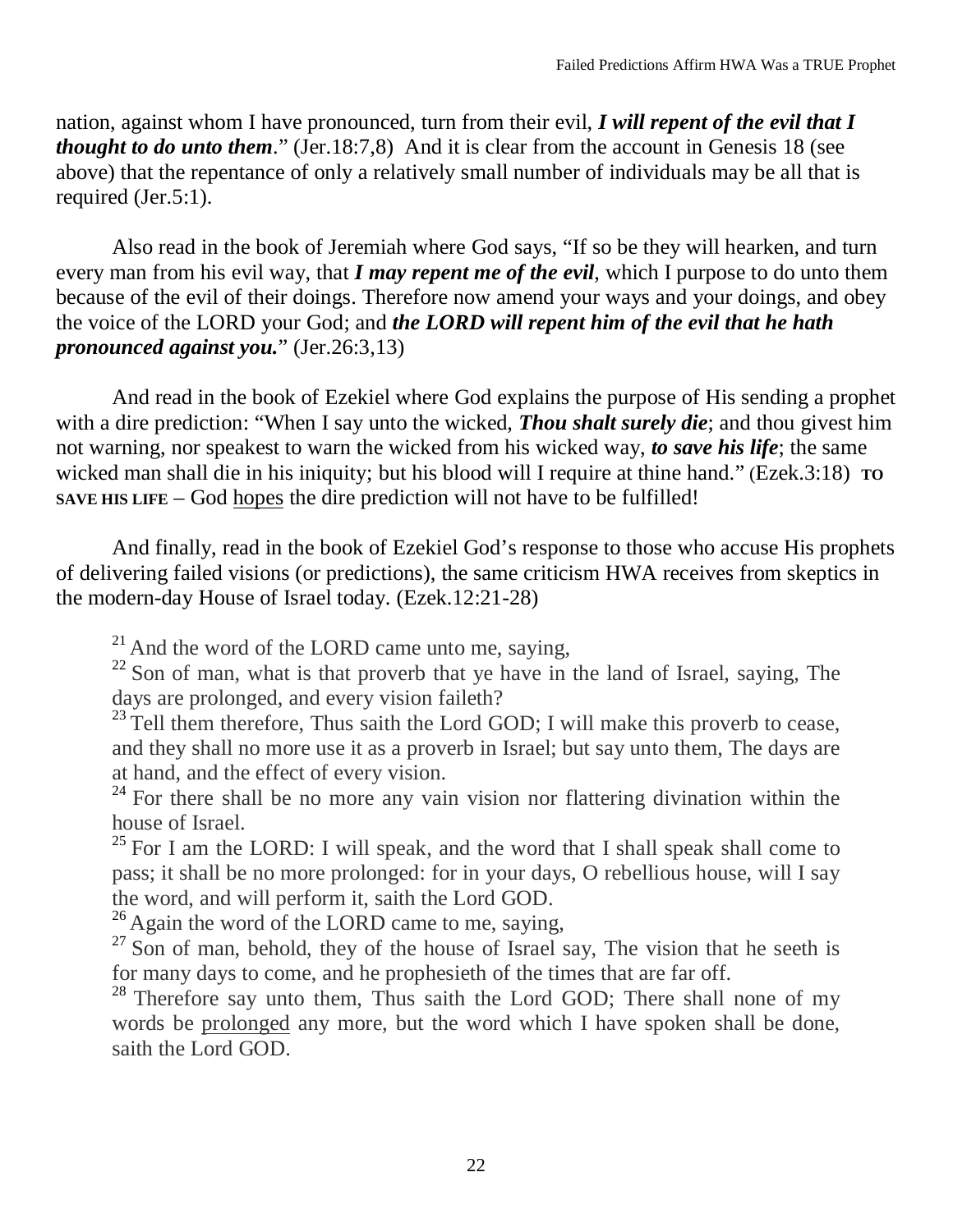nation, against whom I have pronounced, turn from their evil, ***I will repent of the evil that I thought to do unto them***." (Jer.18:7,8) And it is clear from the account in Genesis 18 (see above) that the repentance of only a relatively small number of individuals may be all that is required (Jer.5:1).

Also read in the book of Jeremiah where God says, "If so be they will hearken, and turn every man from his evil way, that ***I may repent me of the evil***, which I purpose to do unto them because of the evil of their doings. Therefore now amend your ways and your doings, and obey the voice of the LORD your God; and ***the LORD will repent him of the evil that he hath pronounced against you.***" (Jer.26:3,13)

And read in the book of Ezekiel where God explains the purpose of His sending a prophet with a dire prediction: "When I say unto the wicked, ***Thou shalt surely die***; and thou givest him not warning, nor speakest to warn the wicked from his wicked way, ***to save his life***; the same wicked man shall die in his iniquity; but his blood will I require at thine hand." (Ezek.3:18) **TO SAVE HIS LIFE** – God <u>hopes</u> the dire prediction will not have to be fulfilled!

And finally, read in the book of Ezekiel God's response to those who accuse His prophets of delivering failed visions (or predictions), the same criticism HWA receives from skeptics in the modern-day House of Israel today. (Ezek.12:21-28)

> 21 And the word of the LORD came unto me, saying,
> 22 Son of man, what is that proverb that ye have in the land of Israel, saying, The days are prolonged, and every vision faileth?
> 23 Tell them therefore, Thus saith the Lord GOD; I will make this proverb to cease, and they shall no more use it as a proverb in Israel; but say unto them, The days are at hand, and the effect of every vision.
> 24 For there shall be no more any vain vision nor flattering divination within the house of Israel.
> 25 For I am the LORD: I will speak, and the word that I shall speak shall come to pass; it shall be no more prolonged: for in your days, O rebellious house, will I say the word, and will perform it, saith the Lord GOD.
> 26 Again the word of the LORD came to me, saying,
> 27 Son of man, behold, they of the house of Israel say, The vision that he seeth is for many days to come, and he prophesieth of the times that are far off.
> 28 Therefore say unto them, Thus saith the Lord GOD; There shall none of my words be <u>prolonged</u> any more, but the word which I have spoken shall be done, saith the Lord GOD.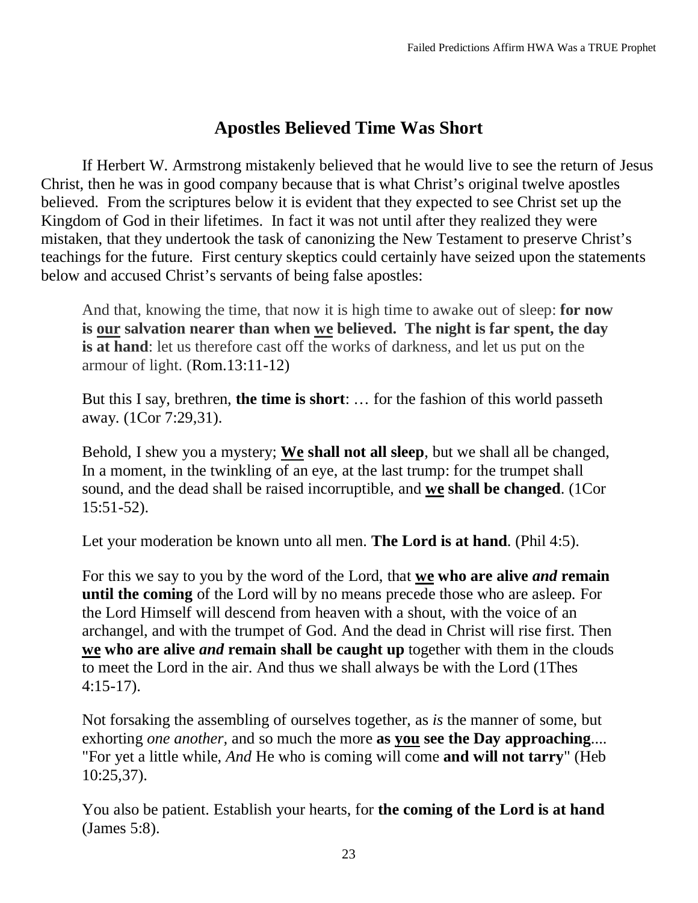## Apostles Believed Time Was Short

If Herbert W. Armstrong mistakenly believed that he would live to see the return of Jesus Christ, then he was in good company because that is what Christ's original twelve apostles believed. From the scriptures below it is evident that they expected to see Christ set up the Kingdom of God in their lifetimes. In fact it was not until after they realized they were mistaken, that they undertook the task of canonizing the New Testament to preserve Christ's teachings for the future. First century skeptics could certainly have seized upon the statements below and accused Christ's servants of being false apostles:

> And that, knowing the time, that now it is high time to awake out of sleep: **for now is <u>our</u> salvation nearer than when <u>we</u> believed. The night is far spent, the day is at hand**: let us therefore cast off the works of darkness, and let us put on the armour of light. (Rom.13:11-12)
>
> But this I say, brethren, **the time is short**: … for the fashion of this world passeth away. (1Cor 7:29,31).
>
> Behold, I shew you a mystery; **<u>We</u> shall not all sleep**, but we shall all be changed, In a moment, in the twinkling of an eye, at the last trump: for the trumpet shall sound, and the dead shall be raised incorruptible, and **<u>we</u> shall be changed**. (1Cor 15:51-52).
>
> Let your moderation be known unto all men. **The Lord is at hand**. (Phil 4:5).
>
> For this we say to you by the word of the Lord, that **<u>we</u> who are alive *and* remain until the coming** of the Lord will by no means precede those who are asleep. For the Lord Himself will descend from heaven with a shout, with the voice of an archangel, and with the trumpet of God. And the dead in Christ will rise first. Then **<u>we</u> who are alive *and* remain shall be caught up** together with them in the clouds to meet the Lord in the air. And thus we shall always be with the Lord (1Thes 4:15-17).
>
> Not forsaking the assembling of ourselves together, as *is* the manner of some, but exhorting *one another,* and so much the more **as <u>you</u> see the Day approaching**.... "For yet a little while, *And* He who is coming will come **and will not tarry**" (Heb 10:25,37).
>
> You also be patient. Establish your hearts, for **the coming of the Lord is at hand** (James 5:8).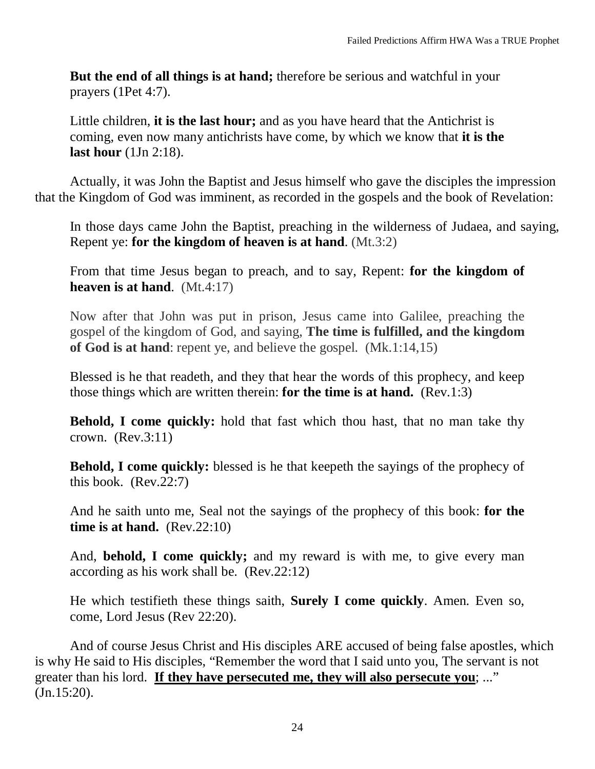> **But the end of all things is at hand;** therefore be serious and watchful in your prayers (1Pet 4:7).

> Little children, **it is the last hour;** and as you have heard that the Antichrist is coming, even now many antichrists have come, by which we know that **it is the last hour** (1Jn 2:18).

Actually, it was John the Baptist and Jesus himself who gave the disciples the impression that the Kingdom of God was imminent, as recorded in the gospels and the book of Revelation:

> In those days came John the Baptist, preaching in the wilderness of Judaea, and saying, Repent ye: **for the kingdom of heaven is at hand**. (Mt.3:2)

> From that time Jesus began to preach, and to say, Repent: **for the kingdom of heaven is at hand**. (Mt.4:17)

> Now after that John was put in prison, Jesus came into Galilee, preaching the gospel of the kingdom of God, and saying, **The time is fulfilled, and the kingdom of God is at hand**: repent ye, and believe the gospel. (Mk.1:14,15)

> Blessed is he that readeth, and they that hear the words of this prophecy, and keep those things which are written therein: **for the time is at hand.** (Rev.1:3)

> **Behold, I come quickly:** hold that fast which thou hast, that no man take thy crown. (Rev.3:11)

> **Behold, I come quickly:** blessed is he that keepeth the sayings of the prophecy of this book. (Rev.22:7)

> And he saith unto me, Seal not the sayings of the prophecy of this book: **for the time is at hand.** (Rev.22:10)

> And, **behold, I come quickly;** and my reward is with me, to give every man according as his work shall be. (Rev.22:12)

> He which testifieth these things saith, **Surely I come quickly**. Amen. Even so, come, Lord Jesus (Rev 22:20).

And of course Jesus Christ and His disciples ARE accused of being false apostles, which is why He said to His disciples, "Remember the word that I said unto you, The servant is not greater than his lord. **<u>If they have persecuted me, they will also persecute you</u>**; ..." (Jn.15:20).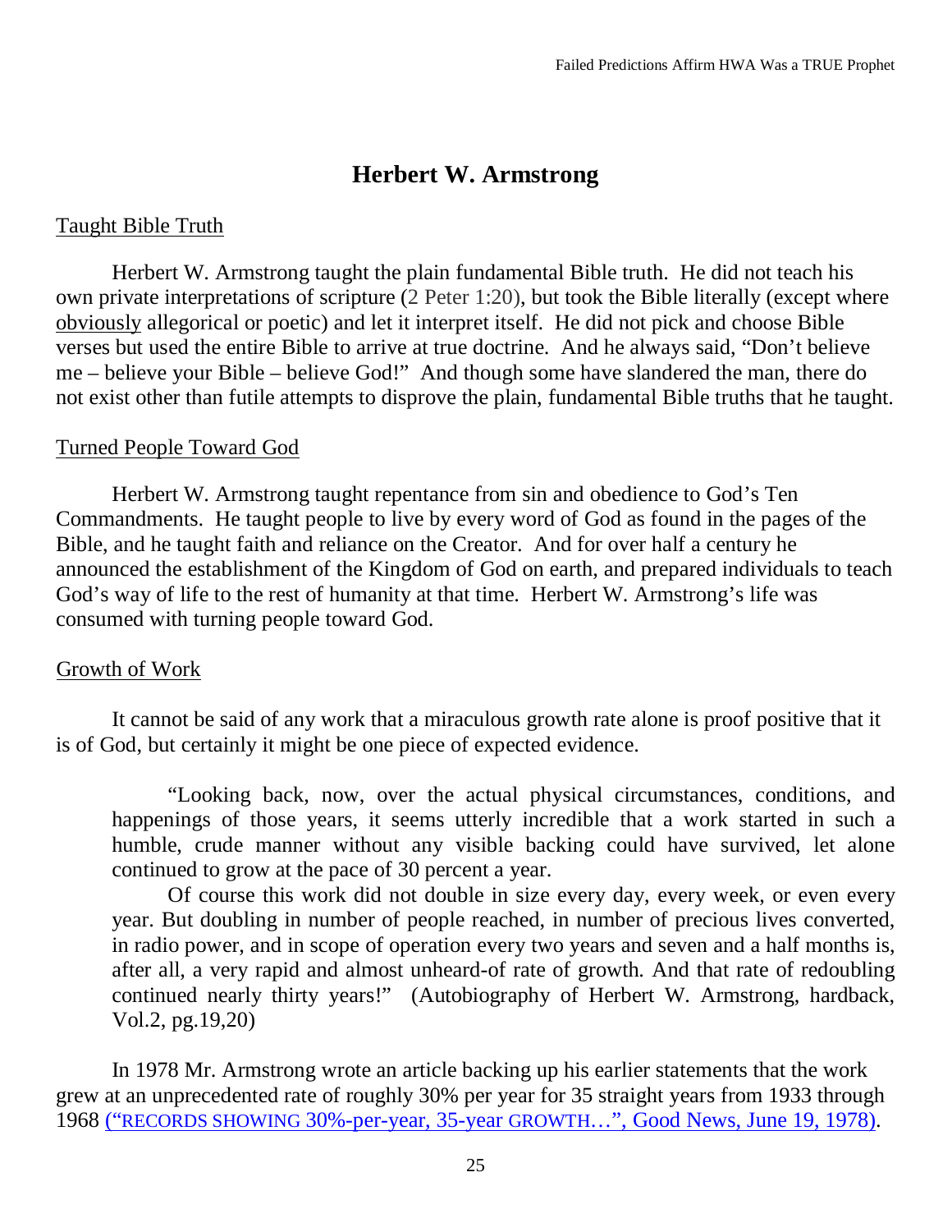# Herbert W. Armstrong

## Taught Bible Truth

Herbert W. Armstrong taught the plain fundamental Bible truth. He did not teach his own private interpretations of scripture (2 Peter 1:20), but took the Bible literally (except where obviously allegorical or poetic) and let it interpret itself. He did not pick and choose Bible verses but used the entire Bible to arrive at true doctrine. And he always said, "Don't believe me – believe your Bible – believe God!" And though some have slandered the man, there do not exist other than futile attempts to disprove the plain, fundamental Bible truths that he taught.

## Turned People Toward God

Herbert W. Armstrong taught repentance from sin and obedience to God's Ten Commandments. He taught people to live by every word of God as found in the pages of the Bible, and he taught faith and reliance on the Creator. And for over half a century he announced the establishment of the Kingdom of God on earth, and prepared individuals to teach God's way of life to the rest of humanity at that time. Herbert W. Armstrong's life was consumed with turning people toward God.

## Growth of Work

It cannot be said of any work that a miraculous growth rate alone is proof positive that it is of God, but certainly it might be one piece of expected evidence.

> "Looking back, now, over the actual physical circumstances, conditions, and happenings of those years, it seems utterly incredible that a work started in such a humble, crude manner without any visible backing could have survived, let alone continued to grow at the pace of 30 percent a year.
>
> Of course this work did not double in size every day, every week, or even every year. But doubling in number of people reached, in number of precious lives converted, in radio power, and in scope of operation every two years and seven and a half months is, after all, a very rapid and almost unheard-of rate of growth. And that rate of redoubling continued nearly thirty years!" (Autobiography of Herbert W. Armstrong, hardback, Vol.2, pg.19,20)

In 1978 Mr. Armstrong wrote an article backing up his earlier statements that the work grew at an unprecedented rate of roughly 30% per year for 35 straight years from 1933 through 1968 ("RECORDS SHOWING 30%-per-year, 35-year GROWTH…", Good News, June 19, 1978).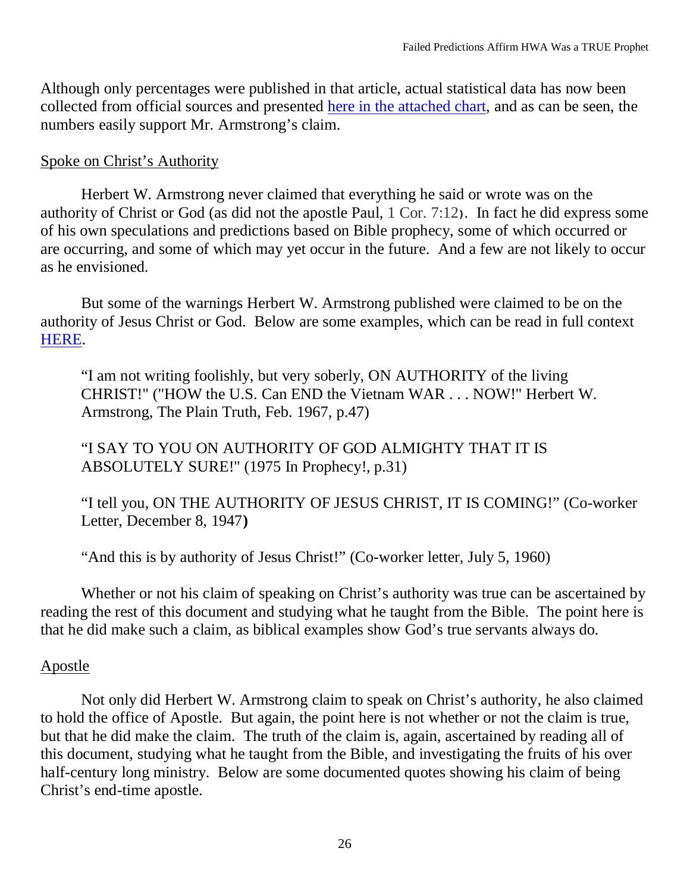Although only percentages were published in that article, actual statistical data has now been collected from official sources and presented here in the attached chart, and as can be seen, the numbers easily support Mr. Armstrong's claim.

Spoke on Christ's Authority

Herbert W. Armstrong never claimed that everything he said or wrote was on the authority of Christ or God (as did not the apostle Paul, 1 Cor. 7:12). In fact he did express some of his own speculations and predictions based on Bible prophecy, some of which occurred or are occurring, and some of which may yet occur in the future. And a few are not likely to occur as he envisioned.

But some of the warnings Herbert W. Armstrong published were claimed to be on the authority of Jesus Christ or God. Below are some examples, which can be read in full context HERE.

> "I am not writing foolishly, but very soberly, ON AUTHORITY of the living CHRIST!" ("HOW the U.S. Can END the Vietnam WAR . . . NOW!" Herbert W. Armstrong, The Plain Truth, Feb. 1967, p.47)
>
> "I SAY TO YOU ON AUTHORITY OF GOD ALMIGHTY THAT IT IS ABSOLUTELY SURE!" (1975 In Prophecy!, p.31)
>
> "I tell you, ON THE AUTHORITY OF JESUS CHRIST, IT IS COMING!" (Co-worker Letter, December 8, 1947)
>
> "And this is by authority of Jesus Christ!" (Co-worker letter, July 5, 1960)

Whether or not his claim of speaking on Christ's authority was true can be ascertained by reading the rest of this document and studying what he taught from the Bible. The point here is that he did make such a claim, as biblical examples show God's true servants always do.

Apostle

Not only did Herbert W. Armstrong claim to speak on Christ's authority, he also claimed to hold the office of Apostle. But again, the point here is not whether or not the claim is true, but that he did make the claim. The truth of the claim is, again, ascertained by reading all of this document, studying what he taught from the Bible, and investigating the fruits of his over half-century long ministry. Below are some documented quotes showing his claim of being Christ's end-time apostle.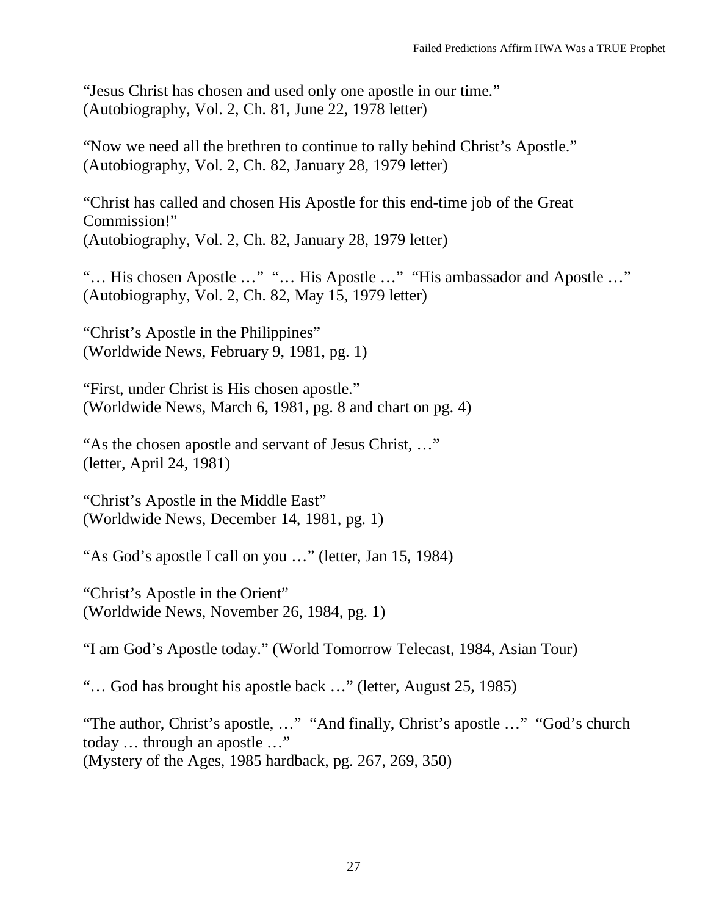"Jesus Christ has chosen and used only one apostle in our time."
(Autobiography, Vol. 2, Ch. 81, June 22, 1978 letter)

"Now we need all the brethren to continue to rally behind Christ's Apostle."
(Autobiography, Vol. 2, Ch. 82, January 28, 1979 letter)

"Christ has called and chosen His Apostle for this end-time job of the Great Commission!"
(Autobiography, Vol. 2, Ch. 82, January 28, 1979 letter)

"… His chosen Apostle …" "… His Apostle …" "His ambassador and Apostle …"
(Autobiography, Vol. 2, Ch. 82, May 15, 1979 letter)

"Christ's Apostle in the Philippines"
(Worldwide News, February 9, 1981, pg. 1)

"First, under Christ is His chosen apostle."
(Worldwide News, March 6, 1981, pg. 8 and chart on pg. 4)

"As the chosen apostle and servant of Jesus Christ, …"
(letter, April 24, 1981)

"Christ's Apostle in the Middle East"
(Worldwide News, December 14, 1981, pg. 1)

"As God's apostle I call on you …" (letter, Jan 15, 1984)

"Christ's Apostle in the Orient"
(Worldwide News, November 26, 1984, pg. 1)

"I am God's Apostle today." (World Tomorrow Telecast, 1984, Asian Tour)

"… God has brought his apostle back …" (letter, August 25, 1985)

"The author, Christ's apostle, …" "And finally, Christ's apostle …" "God's church today … through an apostle …"
(Mystery of the Ages, 1985 hardback, pg. 267, 269, 350)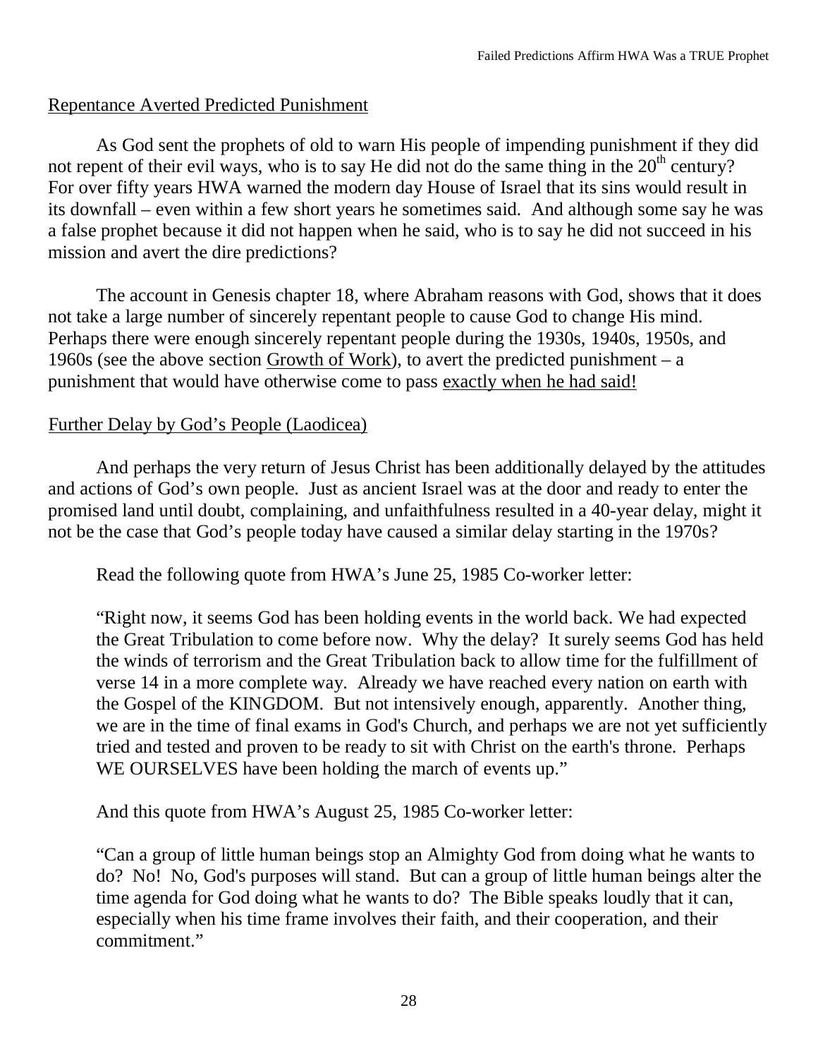## Repentance Averted Predicted Punishment

As God sent the prophets of old to warn His people of impending punishment if they did not repent of their evil ways, who is to say He did not do the same thing in the 20th century? For over fifty years HWA warned the modern day House of Israel that its sins would result in its downfall – even within a few short years he sometimes said. And although some say he was a false prophet because it did not happen when he said, who is to say he did not succeed in his mission and avert the dire predictions?

The account in Genesis chapter 18, where Abraham reasons with God, shows that it does not take a large number of sincerely repentant people to cause God to change His mind. Perhaps there were enough sincerely repentant people during the 1930s, 1940s, 1950s, and 1960s (see the above section Growth of Work), to avert the predicted punishment – a punishment that would have otherwise come to pass exactly when he had said!

## Further Delay by God's People (Laodicea)

And perhaps the very return of Jesus Christ has been additionally delayed by the attitudes and actions of God's own people. Just as ancient Israel was at the door and ready to enter the promised land until doubt, complaining, and unfaithfulness resulted in a 40-year delay, might it not be the case that God's people today have caused a similar delay starting in the 1970s?

Read the following quote from HWA's June 25, 1985 Co-worker letter:

> "Right now, it seems God has been holding events in the world back. We had expected the Great Tribulation to come before now. Why the delay? It surely seems God has held the winds of terrorism and the Great Tribulation back to allow time for the fulfillment of verse 14 in a more complete way. Already we have reached every nation on earth with the Gospel of the KINGDOM. But not intensively enough, apparently. Another thing, we are in the time of final exams in God's Church, and perhaps we are not yet sufficiently tried and tested and proven to be ready to sit with Christ on the earth's throne. Perhaps WE OURSELVES have been holding the march of events up."

And this quote from HWA's August 25, 1985 Co-worker letter:

> "Can a group of little human beings stop an Almighty God from doing what he wants to do? No! No, God's purposes will stand. But can a group of little human beings alter the time agenda for God doing what he wants to do? The Bible speaks loudly that it can, especially when his time frame involves their faith, and their cooperation, and their commitment."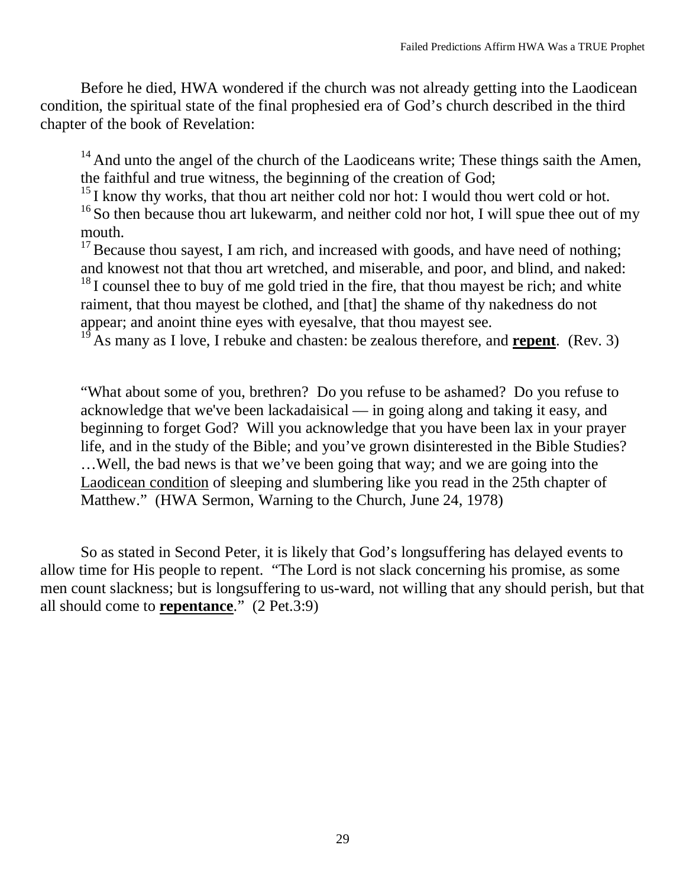Before he died, HWA wondered if the church was not already getting into the Laodicean condition, the spiritual state of the final prophesied era of God's church described in the third chapter of the book of Revelation:

> [14] And unto the angel of the church of the Laodiceans write; These things saith the Amen, the faithful and true witness, the beginning of the creation of God;
> [15] I know thy works, that thou art neither cold nor hot: I would thou wert cold or hot.
> [16] So then because thou art lukewarm, and neither cold nor hot, I will spue thee out of my mouth.
> [17] Because thou sayest, I am rich, and increased with goods, and have need of nothing; and knowest not that thou art wretched, and miserable, and poor, and blind, and naked:
> [18] I counsel thee to buy of me gold tried in the fire, that thou mayest be rich; and white raiment, that thou mayest be clothed, and [that] the shame of thy nakedness do not appear; and anoint thine eyes with eyesalve, that thou mayest see.
> [19] As many as I love, I rebuke and chasten: be zealous therefore, and **<u>repent</u>**. (Rev. 3)

> "What about some of you, brethren? Do you refuse to be ashamed? Do you refuse to acknowledge that we've been lackadaisical — in going along and taking it easy, and beginning to forget God? Will you acknowledge that you have been lax in your prayer life, and in the study of the Bible; and you've grown disinterested in the Bible Studies? …Well, the bad news is that we've been going that way; and we are going into the <u>Laodicean condition</u> of sleeping and slumbering like you read in the 25th chapter of Matthew." (HWA Sermon, Warning to the Church, June 24, 1978)

So as stated in Second Peter, it is likely that God's longsuffering has delayed events to allow time for His people to repent. "The Lord is not slack concerning his promise, as some men count slackness; but is longsuffering to us-ward, not willing that any should perish, but that all should come to **<u>repentance</u>**." (2 Pet.3:9)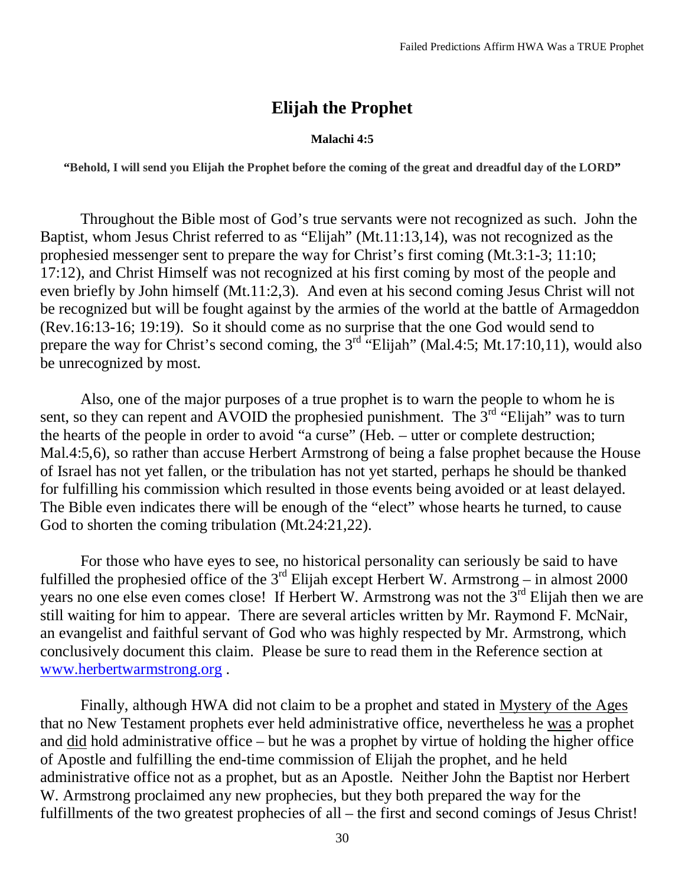# Elijah the Prophet

**Malachi 4:5**

**"Behold, I will send you Elijah the Prophet before the coming of the great and dreadful day of the LORD"**

Throughout the Bible most of God's true servants were not recognized as such. John the Baptist, whom Jesus Christ referred to as "Elijah" (Mt.11:13,14), was not recognized as the prophesied messenger sent to prepare the way for Christ's first coming (Mt.3:1-3; 11:10; 17:12), and Christ Himself was not recognized at his first coming by most of the people and even briefly by John himself (Mt.11:2,3). And even at his second coming Jesus Christ will not be recognized but will be fought against by the armies of the world at the battle of Armageddon (Rev.16:13-16; 19:19). So it should come as no surprise that the one God would send to prepare the way for Christ's second coming, the 3rd "Elijah" (Mal.4:5; Mt.17:10,11), would also be unrecognized by most.

Also, one of the major purposes of a true prophet is to warn the people to whom he is sent, so they can repent and AVOID the prophesied punishment. The 3rd "Elijah" was to turn the hearts of the people in order to avoid "a curse" (Heb. – utter or complete destruction; Mal.4:5,6), so rather than accuse Herbert Armstrong of being a false prophet because the House of Israel has not yet fallen, or the tribulation has not yet started, perhaps he should be thanked for fulfilling his commission which resulted in those events being avoided or at least delayed. The Bible even indicates there will be enough of the "elect" whose hearts he turned, to cause God to shorten the coming tribulation (Mt.24:21,22).

For those who have eyes to see, no historical personality can seriously be said to have fulfilled the prophesied office of the 3rd Elijah except Herbert W. Armstrong – in almost 2000 years no one else even comes close! If Herbert W. Armstrong was not the 3rd Elijah then we are still waiting for him to appear. There are several articles written by Mr. Raymond F. McNair, an evangelist and faithful servant of God who was highly respected by Mr. Armstrong, which conclusively document this claim. Please be sure to read them in the Reference section at [www.herbertwarmstrong.org](http://www.herbertwarmstrong.org) .

Finally, although HWA did not claim to be a prophet and stated in Mystery of the Ages that no New Testament prophets ever held administrative office, nevertheless he was a prophet and did hold administrative office – but he was a prophet by virtue of holding the higher office of Apostle and fulfilling the end-time commission of Elijah the prophet, and he held administrative office not as a prophet, but as an Apostle. Neither John the Baptist nor Herbert W. Armstrong proclaimed any new prophecies, but they both prepared the way for the fulfillments of the two greatest prophecies of all – the first and second comings of Jesus Christ!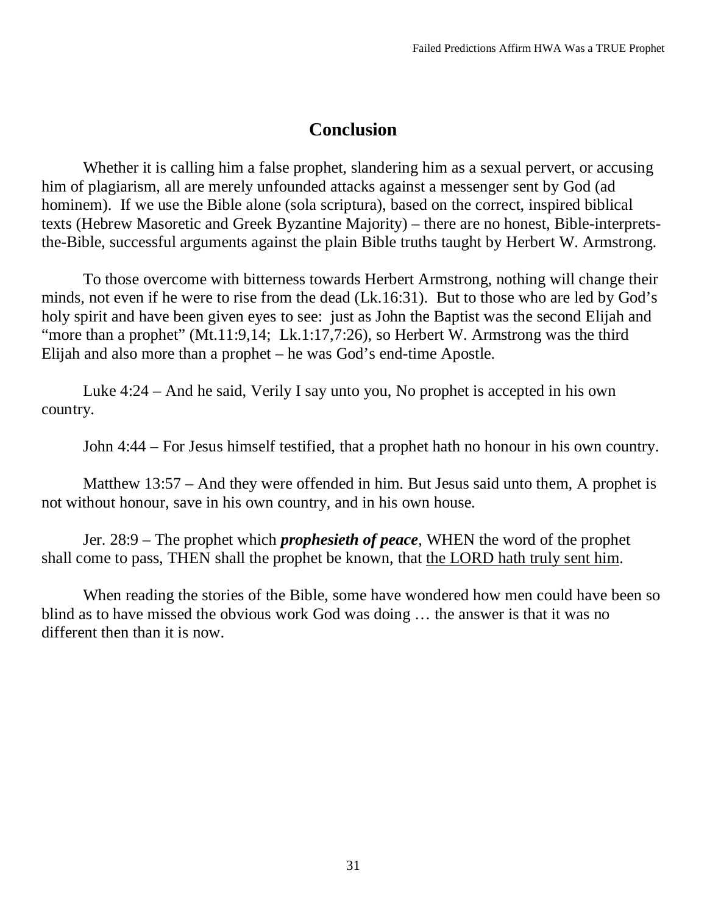## Conclusion

Whether it is calling him a false prophet, slandering him as a sexual pervert, or accusing him of plagiarism, all are merely unfounded attacks against a messenger sent by God (ad hominem). If we use the Bible alone (sola scriptura), based on the correct, inspired biblical texts (Hebrew Masoretic and Greek Byzantine Majority) – there are no honest, Bible-interprets-the-Bible, successful arguments against the plain Bible truths taught by Herbert W. Armstrong.

To those overcome with bitterness towards Herbert Armstrong, nothing will change their minds, not even if he were to rise from the dead (Lk.16:31). But to those who are led by God's holy spirit and have been given eyes to see: just as John the Baptist was the second Elijah and "more than a prophet" (Mt.11:9,14; Lk.1:17,7:26), so Herbert W. Armstrong was the third Elijah and also more than a prophet – he was God's end-time Apostle.

Luke 4:24 – And he said, Verily I say unto you, No prophet is accepted in his own country.

John 4:44 – For Jesus himself testified, that a prophet hath no honour in his own country.

Matthew 13:57 – And they were offended in him. But Jesus said unto them, A prophet is not without honour, save in his own country, and in his own house.

Jer. 28:9 – The prophet which ***prophesieth of peace***, WHEN the word of the prophet shall come to pass, THEN shall the prophet be known, that <u>the LORD hath truly sent him</u>.

When reading the stories of the Bible, some have wondered how men could have been so blind as to have missed the obvious work God was doing … the answer is that it was no different then than it is now.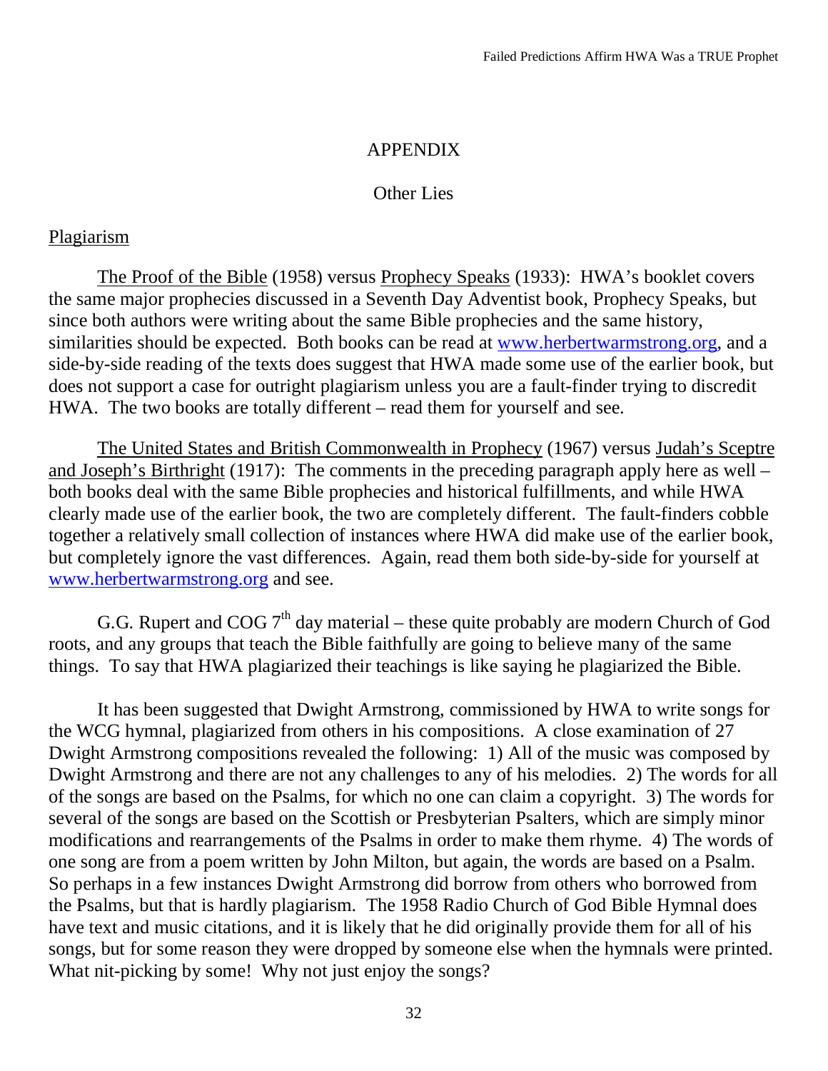# APPENDIX

## Other Lies

### Plagiarism

The Proof of the Bible (1958) versus Prophecy Speaks (1933): HWA's booklet covers the same major prophecies discussed in a Seventh Day Adventist book, Prophecy Speaks, but since both authors were writing about the same Bible prophecies and the same history, similarities should be expected. Both books can be read at [www.herbertwarmstrong.org](http://www.herbertwarmstrong.org), and a side-by-side reading of the texts does suggest that HWA made some use of the earlier book, but does not support a case for outright plagiarism unless you are a fault-finder trying to discredit HWA. The two books are totally different – read them for yourself and see.

The United States and British Commonwealth in Prophecy (1967) versus Judah's Sceptre and Joseph's Birthright (1917): The comments in the preceding paragraph apply here as well – both books deal with the same Bible prophecies and historical fulfillments, and while HWA clearly made use of the earlier book, the two are completely different. The fault-finders cobble together a relatively small collection of instances where HWA did make use of the earlier book, but completely ignore the vast differences. Again, read them both side-by-side for yourself at [www.herbertwarmstrong.org](http://www.herbertwarmstrong.org) and see.

G.G. Rupert and COG 7th day material – these quite probably are modern Church of God roots, and any groups that teach the Bible faithfully are going to believe many of the same things. To say that HWA plagiarized their teachings is like saying he plagiarized the Bible.

It has been suggested that Dwight Armstrong, commissioned by HWA to write songs for the WCG hymnal, plagiarized from others in his compositions. A close examination of 27 Dwight Armstrong compositions revealed the following: 1) All of the music was composed by Dwight Armstrong and there are not any challenges to any of his melodies. 2) The words for all of the songs are based on the Psalms, for which no one can claim a copyright. 3) The words for several of the songs are based on the Scottish or Presbyterian Psalters, which are simply minor modifications and rearrangements of the Psalms in order to make them rhyme. 4) The words of one song are from a poem written by John Milton, but again, the words are based on a Psalm. So perhaps in a few instances Dwight Armstrong did borrow from others who borrowed from the Psalms, but that is hardly plagiarism. The 1958 Radio Church of God Bible Hymnal does have text and music citations, and it is likely that he did originally provide them for all of his songs, but for some reason they were dropped by someone else when the hymnals were printed. What nit-picking by some! Why not just enjoy the songs?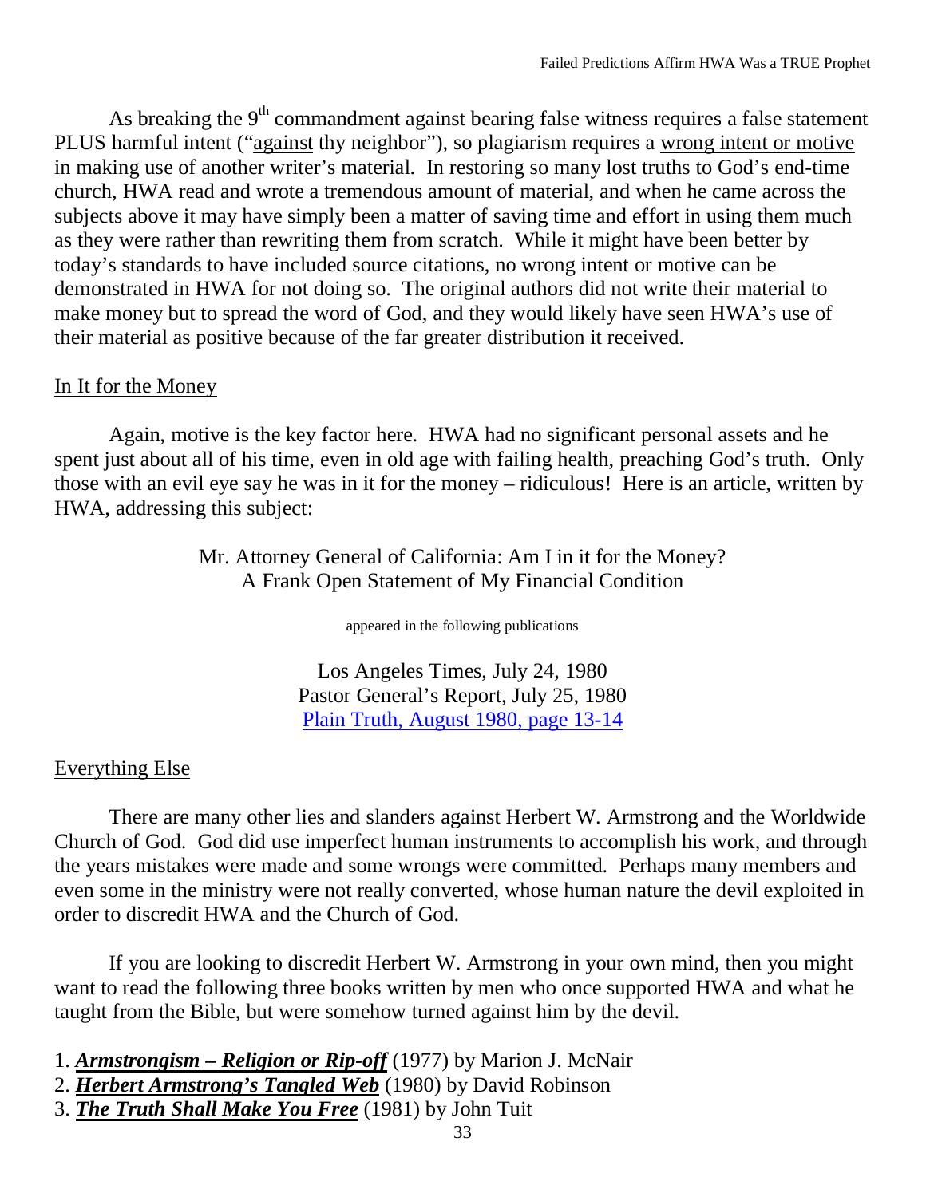As breaking the 9th commandment against bearing false witness requires a false statement PLUS harmful intent ("against thy neighbor"), so plagiarism requires a wrong intent or motive in making use of another writer's material. In restoring so many lost truths to God's end-time church, HWA read and wrote a tremendous amount of material, and when he came across the subjects above it may have simply been a matter of saving time and effort in using them much as they were rather than rewriting them from scratch. While it might have been better by today's standards to have included source citations, no wrong intent or motive can be demonstrated in HWA for not doing so. The original authors did not write their material to make money but to spread the word of God, and they would likely have seen HWA's use of their material as positive because of the far greater distribution it received.

## In It for the Money

Again, motive is the key factor here. HWA had no significant personal assets and he spent just about all of his time, even in old age with failing health, preaching God's truth. Only those with an evil eye say he was in it for the money – ridiculous! Here is an article, written by HWA, addressing this subject:

Mr. Attorney General of California: Am I in it for the Money?
A Frank Open Statement of My Financial Condition

appeared in the following publications

Los Angeles Times, July 24, 1980
Pastor General's Report, July 25, 1980
Plain Truth, August 1980, page 13-14

## Everything Else

There are many other lies and slanders against Herbert W. Armstrong and the Worldwide Church of God. God did use imperfect human instruments to accomplish his work, and through the years mistakes were made and some wrongs were committed. Perhaps many members and even some in the ministry were not really converted, whose human nature the devil exploited in order to discredit HWA and the Church of God.

If you are looking to discredit Herbert W. Armstrong in your own mind, then you might want to read the following three books written by men who once supported HWA and what he taught from the Bible, but were somehow turned against him by the devil.

1. ***Armstrongism – Religion or Rip-off*** (1977) by Marion J. McNair
2. ***Herbert Armstrong's Tangled Web*** (1980) by David Robinson
3. ***The Truth Shall Make You Free*** (1981) by John Tuit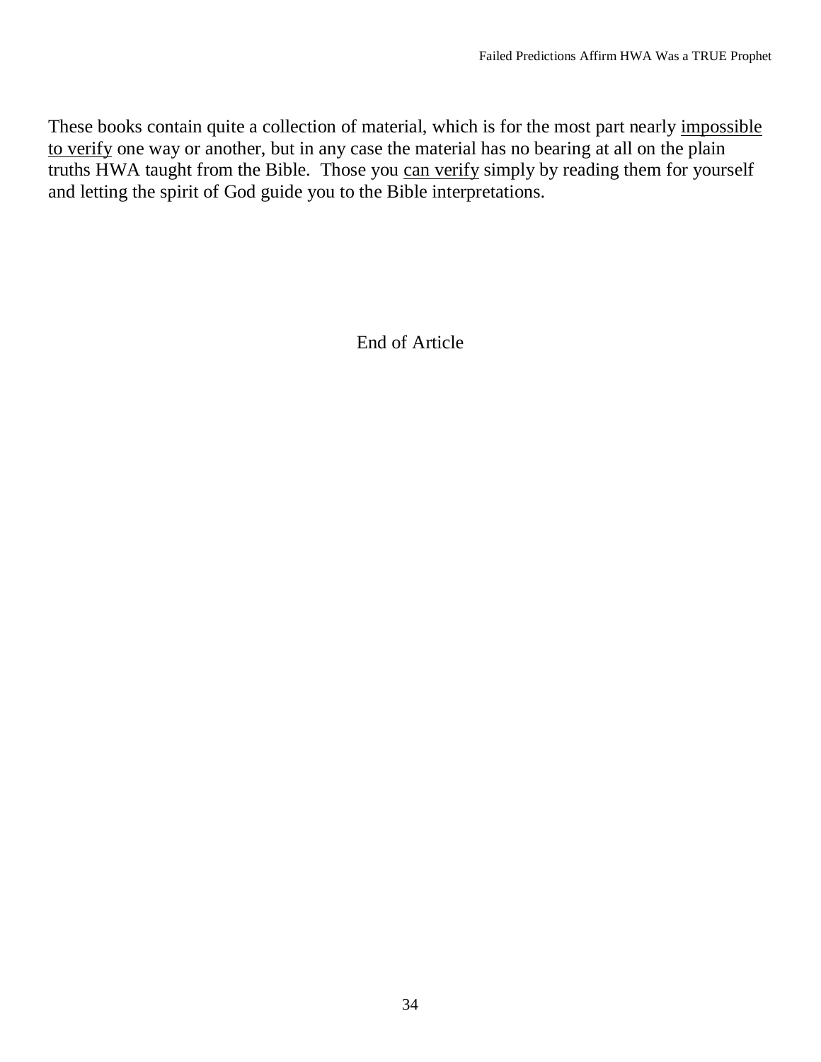These books contain quite a collection of material, which is for the most part nearly <u>impossible to verify</u> one way or another, but in any case the material has no bearing at all on the plain truths HWA taught from the Bible.  Those you <u>can verify</u> simply by reading them for yourself and letting the spirit of God guide you to the Bible interpretations.

End of Article